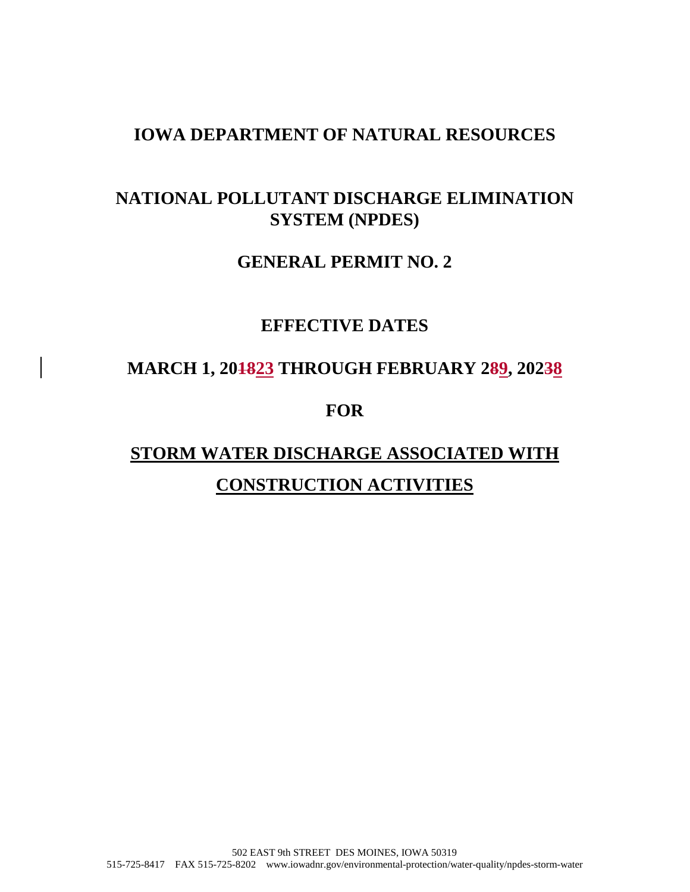# IOWA DEPARTMENT OF NATURAL RESOURCES

# NATIONAL POLLUTANT DISCHARGE ELIMINATION SYSTEM (NPDES)

## GENERAL PERMIT NO. 2

## EFFECTIVE DATES

## MARCH 1, 20~~18~~23 THROUGH FEBRUARY 2~~8~~9, 202~~3~~8

## FOR

## STORM WATER DISCHARGE ASSOCIATED WITH CONSTRUCTION ACTIVITIES

502 EAST 9th STREET DES MOINES, IOWA 50319
515-725-8417 FAX 515-725-8202 www.iowadnr.gov/environmental-protection/water-quality/npdes-storm-water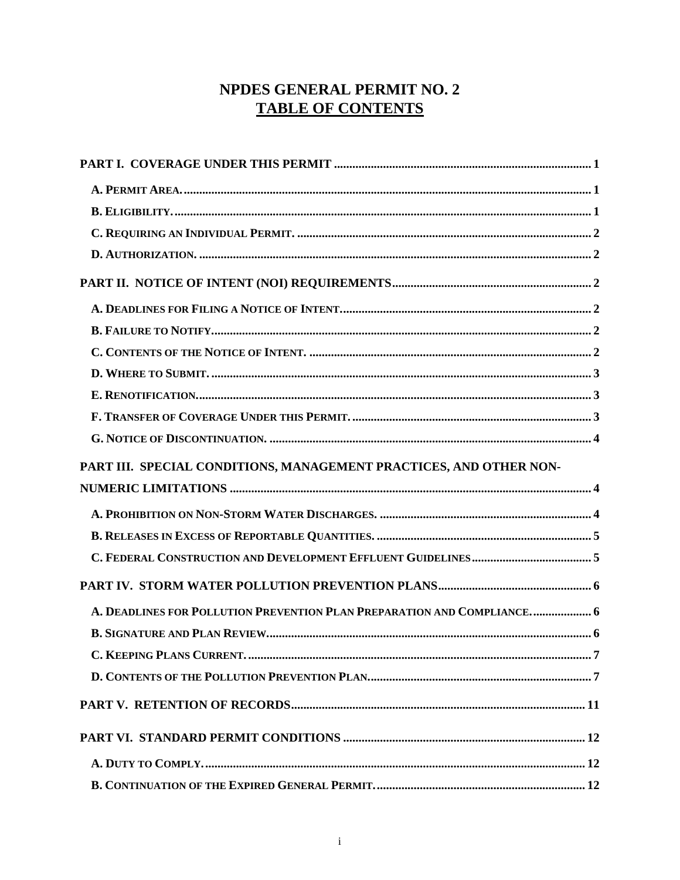# NPDES GENERAL PERMIT NO. 2

## TABLE OF CONTENTS

**PART I. COVERAGE UNDER THIS PERMIT** .......... 1

- **A. Permit Area.** .......... 1
- **B. Eligibility.** .......... 1
- **C. Requiring an Individual Permit.** .......... 2
- **D. Authorization.** .......... 2

**PART II. NOTICE OF INTENT (NOI) REQUIREMENTS** .......... 2

- **A. Deadlines for Filing a Notice of Intent.** .......... 2
- **B. Failure to Notify.** .......... 2
- **C. Contents of the Notice of Intent.** .......... 2
- **D. Where to Submit.** .......... 3
- **E. Renotification.** .......... 3
- **F. Transfer of Coverage Under this Permit.** .......... 3
- **G. Notice of Discontinuation.** .......... 4

**PART III. SPECIAL CONDITIONS, MANAGEMENT PRACTICES, AND OTHER NON-NUMERIC LIMITATIONS** .......... 4

- **A. Prohibition on Non-Storm Water Discharges.** .......... 4
- **B. Releases in Excess of Reportable Quantities.** .......... 5
- **C. Federal Construction and Development Effluent Guidelines** .......... 5

**PART IV. STORM WATER POLLUTION PREVENTION PLANS** .......... 6

- **A. Deadlines for Pollution Prevention Plan Preparation and Compliance.** .......... 6
- **B. Signature and Plan Review.** .......... 6
- **C. Keeping Plans Current.** .......... 7
- **D. Contents of the Pollution Prevention Plan.** .......... 7

**PART V. RETENTION OF RECORDS** .......... 11

**PART VI. STANDARD PERMIT CONDITIONS** .......... 12

- **A. Duty to Comply.** .......... 12
- **B. Continuation of the Expired General Permit.** .......... 12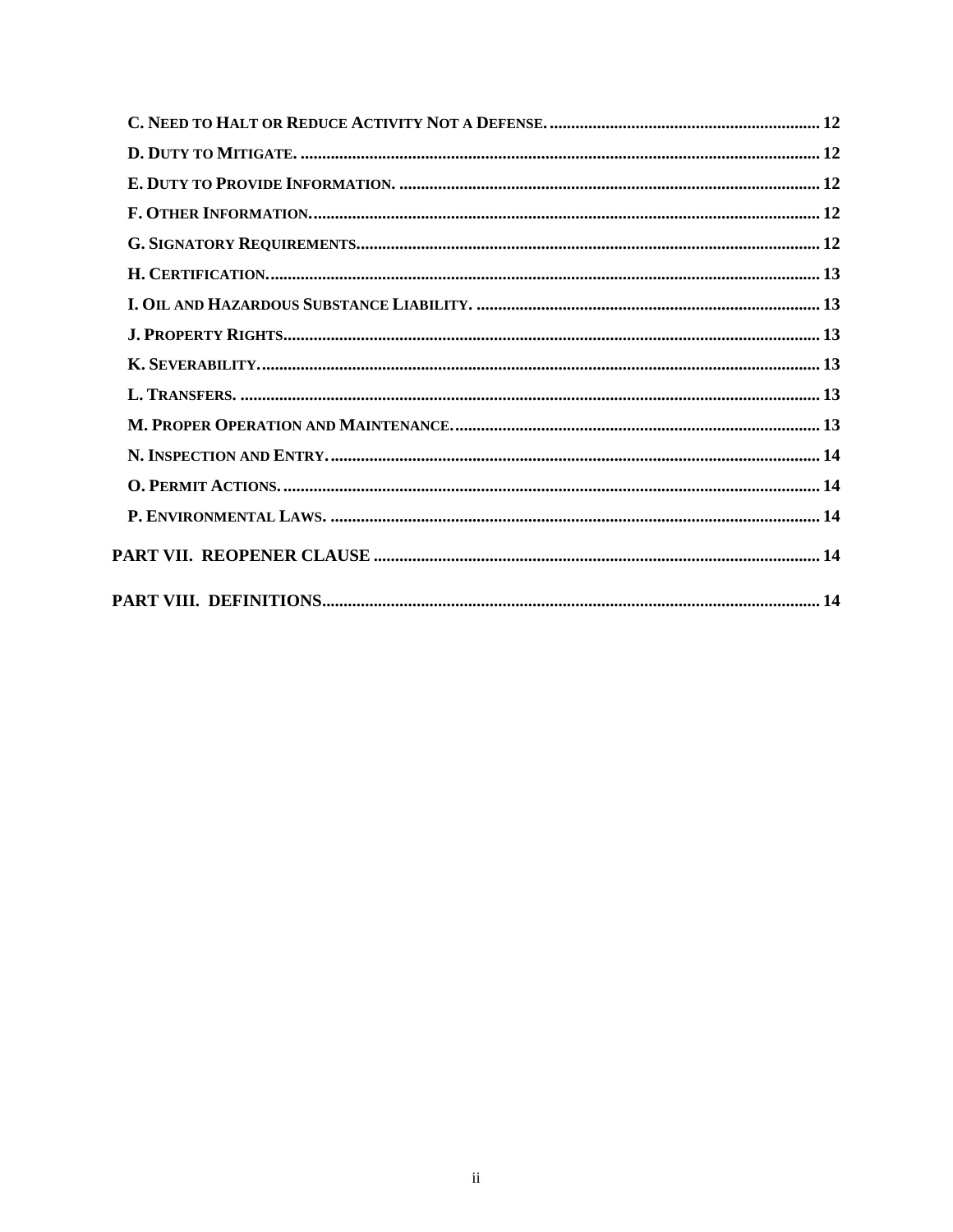**C. NEED TO HALT OR REDUCE ACTIVITY NOT A DEFENSE.** ................................................................ 12

**D. DUTY TO MITIGATE.** ........................................................................................................... 12

**E. DUTY TO PROVIDE INFORMATION.** .................................................................................. 12

**F. OTHER INFORMATION.** ......................................................................................................... 12

**G. SIGNATORY REQUIREMENTS** ............................................................................................. 12

**H. CERTIFICATION.** .................................................................................................................. 13

**I. OIL AND HAZARDOUS SUBSTANCE LIABILITY.** ................................................................ 13

**J. PROPERTY RIGHTS** ............................................................................................................. 13

**K. SEVERABILITY.** .................................................................................................................... 13

**L. TRANSFERS.** ........................................................................................................................ 13

**M. PROPER OPERATION AND MAINTENANCE.** ...................................................................... 13

**N. INSPECTION AND ENTRY.** ................................................................................................... 14

**O. PERMIT ACTIONS.** ............................................................................................................... 14

**P. ENVIRONMENTAL LAWS.** .................................................................................................... 14

**PART VII. REOPENER CLAUSE** ........................................................................................... 14

**PART VIII. DEFINITIONS** ..................................................................................................... 14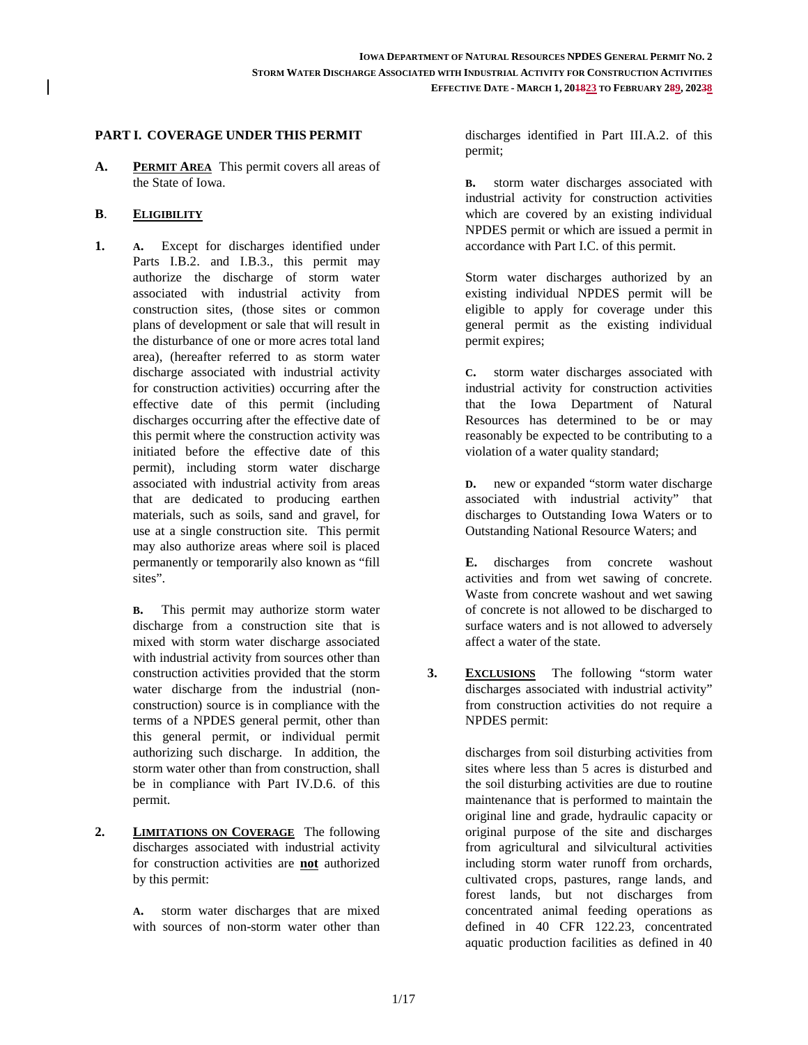## PART I. COVERAGE UNDER THIS PERMIT

**A. PERMIT AREA** This permit covers all areas of the State of Iowa.

**B. ELIGIBILITY**

**1.** **A.** Except for discharges identified under Parts I.B.2. and I.B.3., this permit may authorize the discharge of storm water associated with industrial activity from construction sites, (those sites or common plans of development or sale that will result in the disturbance of one or more acres total land area), (hereafter referred to as storm water discharge associated with industrial activity for construction activities) occurring after the effective date of this permit (including discharges occurring after the effective date of this permit where the construction activity was initiated before the effective date of this permit), including storm water discharge associated with industrial activity from areas that are dedicated to producing earthen materials, such as soils, sand and gravel, for use at a single construction site. This permit may also authorize areas where soil is placed permanently or temporarily also known as "fill sites".

**B.** This permit may authorize storm water discharge from a construction site that is mixed with storm water discharge associated with industrial activity from sources other than construction activities provided that the storm water discharge from the industrial (non-construction) source is in compliance with the terms of a NPDES general permit, other than this general permit, or individual permit authorizing such discharge. In addition, the storm water other than from construction, shall be in compliance with Part IV.D.6. of this permit.

**2. LIMITATIONS ON COVERAGE** The following discharges associated with industrial activity for construction activities are **not** authorized by this permit:

**A.** storm water discharges that are mixed with sources of non-storm water other than discharges identified in Part III.A.2. of this permit;

**B.** storm water discharges associated with industrial activity for construction activities which are covered by an existing individual NPDES permit or which are issued a permit in accordance with Part I.C. of this permit.

Storm water discharges authorized by an existing individual NPDES permit will be eligible to apply for coverage under this general permit as the existing individual permit expires;

**C.** storm water discharges associated with industrial activity for construction activities that the Iowa Department of Natural Resources has determined to be or may reasonably be expected to be contributing to a violation of a water quality standard;

**D.** new or expanded "storm water discharge associated with industrial activity" that discharges to Outstanding Iowa Waters or to Outstanding National Resource Waters; and

**E.** discharges from concrete washout activities and from wet sawing of concrete. Waste from concrete washout and wet sawing of concrete is not allowed to be discharged to surface waters and is not allowed to adversely affect a water of the state.

**3. EXCLUSIONS** The following "storm water discharges associated with industrial activity" from construction activities do not require a NPDES permit:

discharges from soil disturbing activities from sites where less than 5 acres is disturbed and the soil disturbing activities are due to routine maintenance that is performed to maintain the original line and grade, hydraulic capacity or original purpose of the site and discharges from agricultural and silvicultural activities including storm water runoff from orchards, cultivated crops, pastures, range lands, and forest lands, but not discharges from concentrated animal feeding operations as defined in 40 CFR 122.23, concentrated aquatic production facilities as defined in 40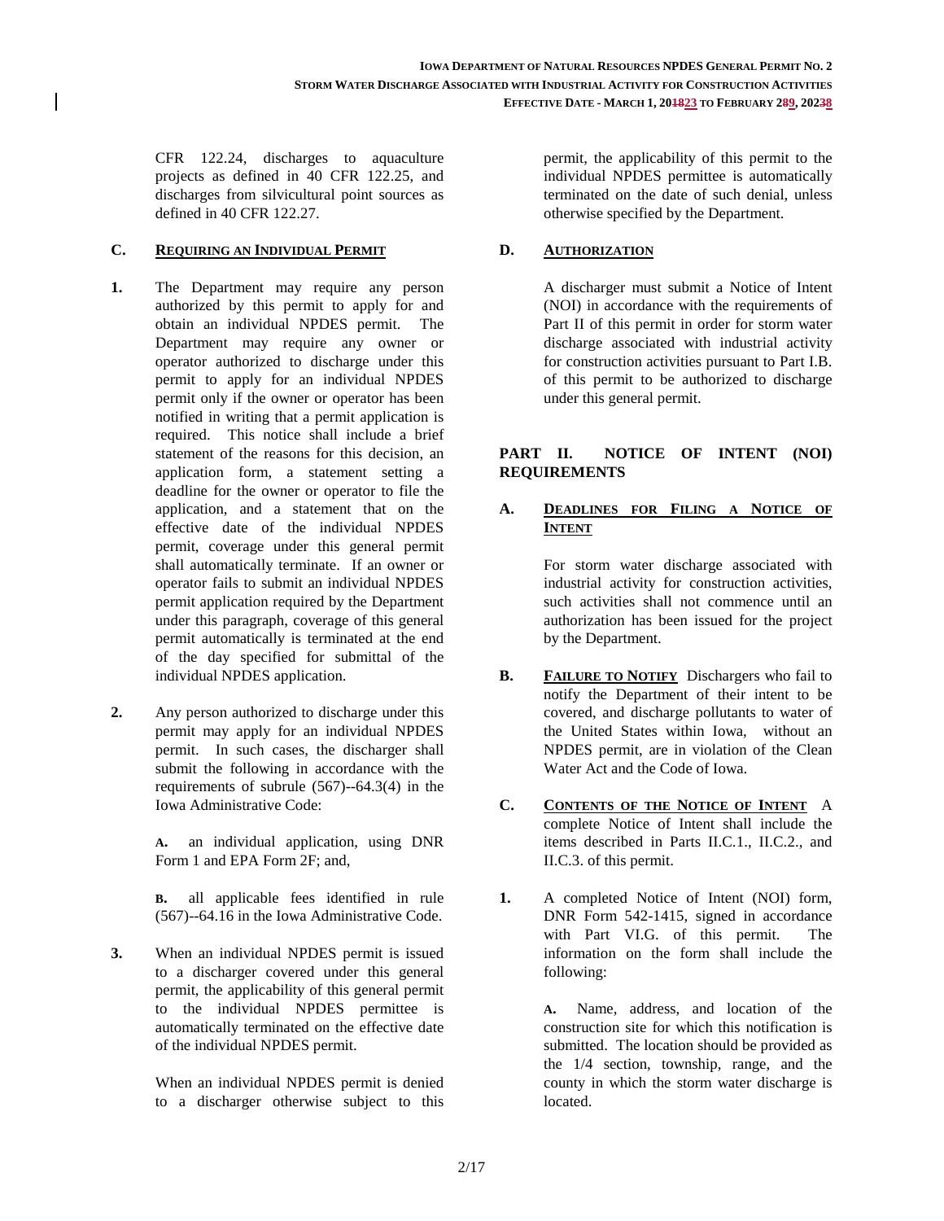CFR 122.24, discharges to aquaculture projects as defined in 40 CFR 122.25, and discharges from silvicultural point sources as defined in 40 CFR 122.27.

**C. REQUIRING AN INDIVIDUAL PERMIT**

**1.** The Department may require any person authorized by this permit to apply for and obtain an individual NPDES permit. The Department may require any owner or operator authorized to discharge under this permit to apply for an individual NPDES permit only if the owner or operator has been notified in writing that a permit application is required. This notice shall include a brief statement of the reasons for this decision, an application form, a statement setting a deadline for the owner or operator to file the application, and a statement that on the effective date of the individual NPDES permit, coverage under this general permit shall automatically terminate. If an owner or operator fails to submit an individual NPDES permit application required by the Department under this paragraph, coverage of this general permit automatically is terminated at the end of the day specified for submittal of the individual NPDES application.

**2.** Any person authorized to discharge under this permit may apply for an individual NPDES permit. In such cases, the discharger shall submit the following in accordance with the requirements of subrule (567)--64.3(4) in the Iowa Administrative Code:

**A.** an individual application, using DNR Form 1 and EPA Form 2F; and,

**B.** all applicable fees identified in rule (567)--64.16 in the Iowa Administrative Code.

**3.** When an individual NPDES permit is issued to a discharger covered under this general permit, the applicability of this general permit to the individual NPDES permittee is automatically terminated on the effective date of the individual NPDES permit.

When an individual NPDES permit is denied to a discharger otherwise subject to this permit, the applicability of this permit to the individual NPDES permittee is automatically terminated on the date of such denial, unless otherwise specified by the Department.

**D. AUTHORIZATION**

A discharger must submit a Notice of Intent (NOI) in accordance with the requirements of Part II of this permit in order for storm water discharge associated with industrial activity for construction activities pursuant to Part I.B. of this permit to be authorized to discharge under this general permit.

## PART II. NOTICE OF INTENT (NOI) REQUIREMENTS

**A. DEADLINES FOR FILING A NOTICE OF INTENT**

For storm water discharge associated with industrial activity for construction activities, such activities shall not commence until an authorization has been issued for the project by the Department.

**B. FAILURE TO NOTIFY** Dischargers who fail to notify the Department of their intent to be covered, and discharge pollutants to water of the United States within Iowa, without an NPDES permit, are in violation of the Clean Water Act and the Code of Iowa.

**C. CONTENTS OF THE NOTICE OF INTENT** A complete Notice of Intent shall include the items described in Parts II.C.1., II.C.2., and II.C.3. of this permit.

**1.** A completed Notice of Intent (NOI) form, DNR Form 542-1415, signed in accordance with Part VI.G. of this permit. The information on the form shall include the following:

**A.** Name, address, and location of the construction site for which this notification is submitted. The location should be provided as the 1/4 section, township, range, and the county in which the storm water discharge is located.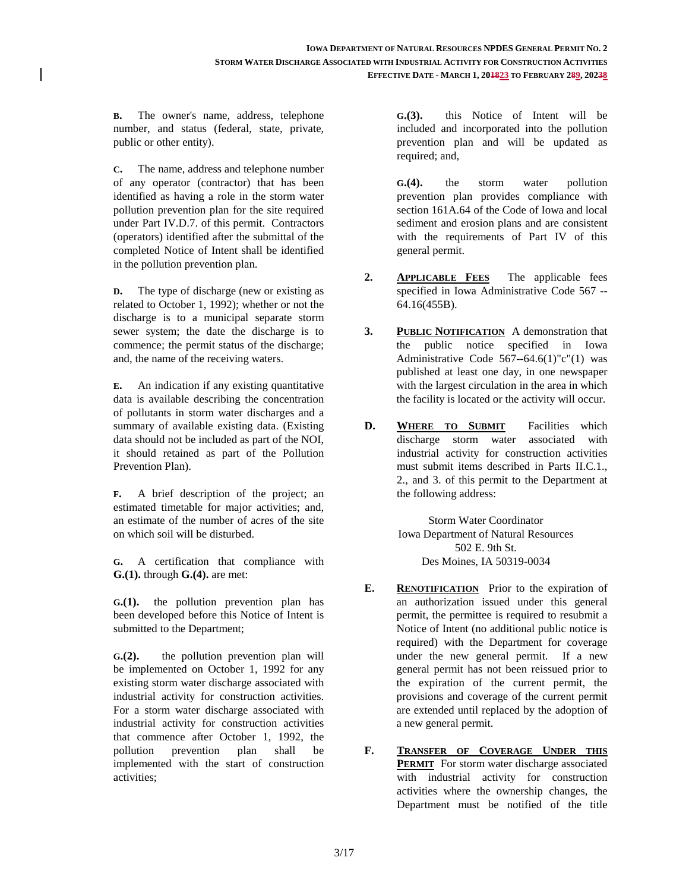**B.** The owner's name, address, telephone number, and status (federal, state, private, public or other entity).

**C.** The name, address and telephone number of any operator (contractor) that has been identified as having a role in the storm water pollution prevention plan for the site required under Part IV.D.7. of this permit. Contractors (operators) identified after the submittal of the completed Notice of Intent shall be identified in the pollution prevention plan.

**D.** The type of discharge (new or existing as related to October 1, 1992); whether or not the discharge is to a municipal separate storm sewer system; the date the discharge is to commence; the permit status of the discharge; and, the name of the receiving waters.

**E.** An indication if any existing quantitative data is available describing the concentration of pollutants in storm water discharges and a summary of available existing data. (Existing data should not be included as part of the NOI, it should retained as part of the Pollution Prevention Plan).

**F.** A brief description of the project; an estimated timetable for major activities; and, an estimate of the number of acres of the site on which soil will be disturbed.

**G.** A certification that compliance with **G.(1).** through **G.(4).** are met:

**G.(1).** the pollution prevention plan has been developed before this Notice of Intent is submitted to the Department;

**G.(2).** the pollution prevention plan will be implemented on October 1, 1992 for any existing storm water discharge associated with industrial activity for construction activities. For a storm water discharge associated with industrial activity for construction activities that commence after October 1, 1992, the pollution prevention plan shall be implemented with the start of construction activities;

**G.(3).** this Notice of Intent will be included and incorporated into the pollution prevention plan and will be updated as required; and,

**G.(4).** the storm water pollution prevention plan provides compliance with section 161A.64 of the Code of Iowa and local sediment and erosion plans and are consistent with the requirements of Part IV of this general permit.

**2. APPLICABLE FEES** The applicable fees specified in Iowa Administrative Code 567 -- 64.16(455B).

**3. PUBLIC NOTIFICATION** A demonstration that the public notice specified in Iowa Administrative Code 567--64.6(1)"c"(1) was published at least one day, in one newspaper with the largest circulation in the area in which the facility is located or the activity will occur.

**D. WHERE TO SUBMIT** Facilities which discharge storm water associated with industrial activity for construction activities must submit items described in Parts II.C.1., 2., and 3. of this permit to the Department at the following address:

Storm Water Coordinator
Iowa Department of Natural Resources
502 E. 9th St.
Des Moines, IA 50319-0034

**E. RENOTIFICATION** Prior to the expiration of an authorization issued under this general permit, the permittee is required to resubmit a Notice of Intent (no additional public notice is required) with the Department for coverage under the new general permit. If a new general permit has not been reissued prior to the expiration of the current permit, the provisions and coverage of the current permit are extended until replaced by the adoption of a new general permit.

**F. TRANSFER OF COVERAGE UNDER THIS PERMIT** For storm water discharge associated with industrial activity for construction activities where the ownership changes, the Department must be notified of the title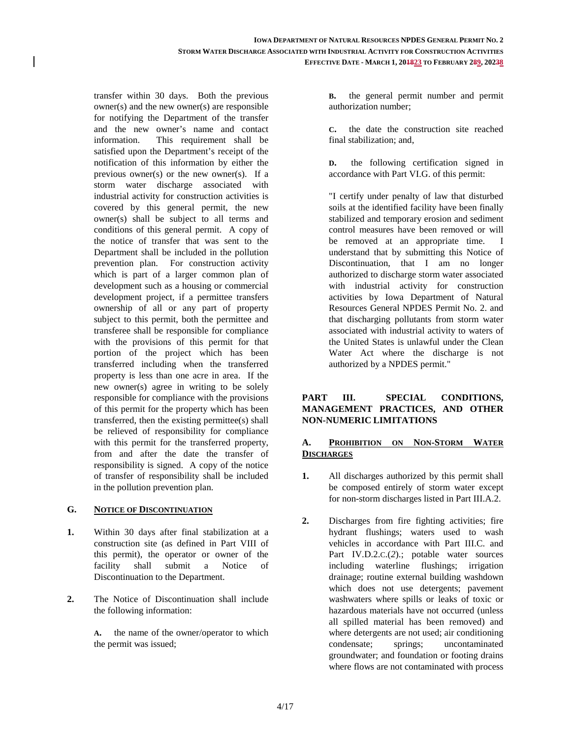transfer within 30 days. Both the previous owner(s) and the new owner(s) are responsible for notifying the Department of the transfer and the new owner's name and contact information. This requirement shall be satisfied upon the Department's receipt of the notification of this information by either the previous owner(s) or the new owner(s). If a storm water discharge associated with industrial activity for construction activities is covered by this general permit, the new owner(s) shall be subject to all terms and conditions of this general permit. A copy of the notice of transfer that was sent to the Department shall be included in the pollution prevention plan. For construction activity which is part of a larger common plan of development such as a housing or commercial development project, if a permittee transfers ownership of all or any part of property subject to this permit, both the permittee and transferee shall be responsible for compliance with the provisions of this permit for that portion of the project which has been transferred including when the transferred property is less than one acre in area. If the new owner(s) agree in writing to be solely responsible for compliance with the provisions of this permit for the property which has been transferred, then the existing permittee(s) shall be relieved of responsibility for compliance with this permit for the transferred property, from and after the date the transfer of responsibility is signed. A copy of the notice of transfer of responsibility shall be included in the pollution prevention plan.

### G. NOTICE OF DISCONTINUATION

**1.** Within 30 days after final stabilization at a construction site (as defined in Part VIII of this permit), the operator or owner of the facility shall submit a Notice of Discontinuation to the Department.

**2.** The Notice of Discontinuation shall include the following information:

**A.** the name of the owner/operator to which the permit was issued;

**B.** the general permit number and permit authorization number;

**C.** the date the construction site reached final stabilization; and,

**D.** the following certification signed in accordance with Part VI.G. of this permit:

"I certify under penalty of law that disturbed soils at the identified facility have been finally stabilized and temporary erosion and sediment control measures have been removed or will be removed at an appropriate time. I understand that by submitting this Notice of Discontinuation, that I am no longer authorized to discharge storm water associated with industrial activity for construction activities by Iowa Department of Natural Resources General NPDES Permit No. 2. and that discharging pollutants from storm water associated with industrial activity to waters of the United States is unlawful under the Clean Water Act where the discharge is not authorized by a NPDES permit."

## PART III. SPECIAL CONDITIONS, MANAGEMENT PRACTICES, AND OTHER NON-NUMERIC LIMITATIONS

### A. PROHIBITION ON NON-STORM WATER DISCHARGES

**1.** All discharges authorized by this permit shall be composed entirely of storm water except for non-storm discharges listed in Part III.A.2.

**2.** Discharges from fire fighting activities; fire hydrant flushings; waters used to wash vehicles in accordance with Part III.C. and Part IV.D.2.C.(*2*).; potable water sources including waterline flushings; irrigation drainage; routine external building washdown which does not use detergents; pavement washwaters where spills or leaks of toxic or hazardous materials have not occurred (unless all spilled material has been removed) and where detergents are not used; air conditioning condensate; springs; uncontaminated groundwater; and foundation or footing drains where flows are not contaminated with process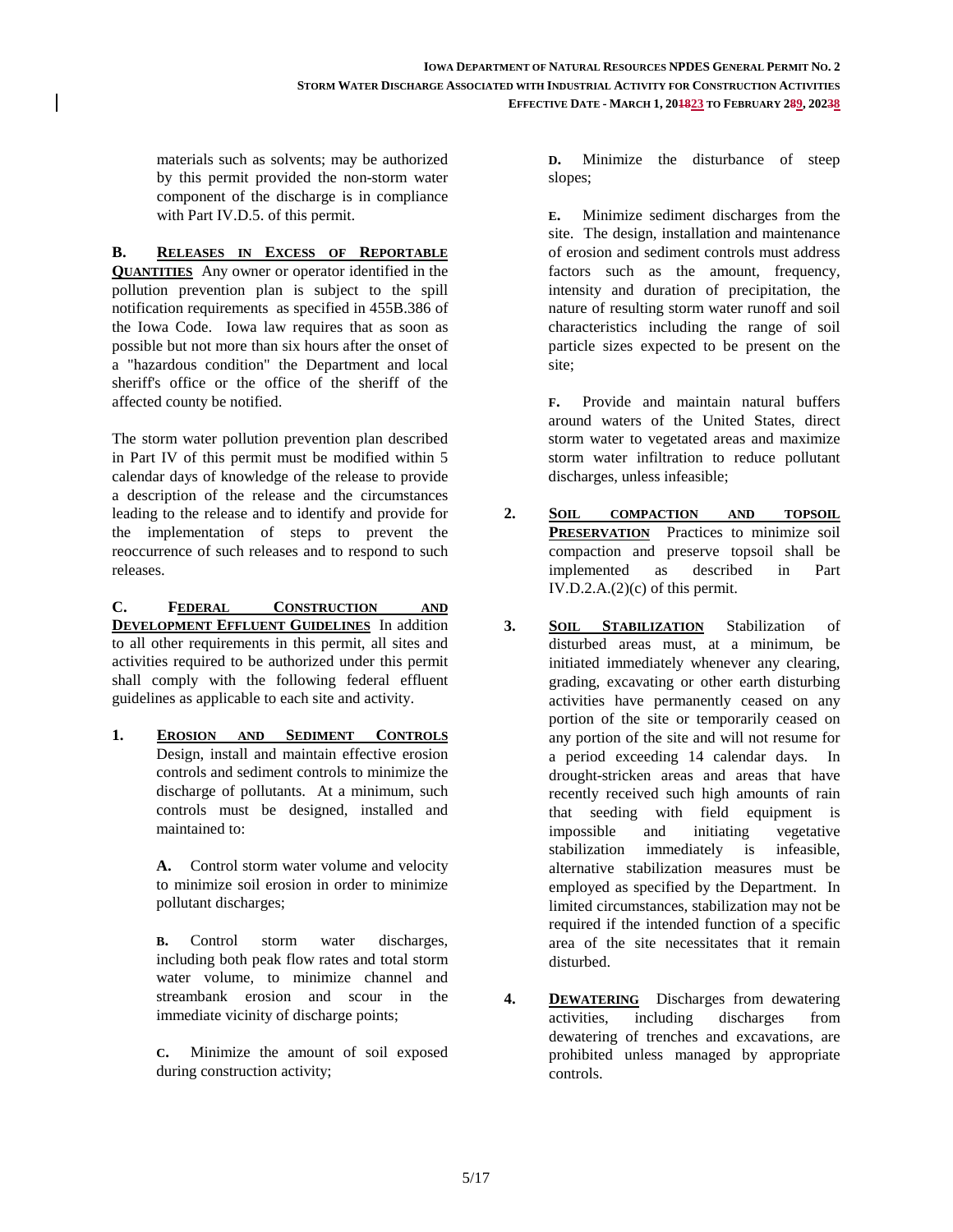materials such as solvents; may be authorized by this permit provided the non-storm water component of the discharge is in compliance with Part IV.D.5. of this permit.

**B. RELEASES IN EXCESS OF REPORTABLE QUANTITIES** Any owner or operator identified in the pollution prevention plan is subject to the spill notification requirements as specified in 455B.386 of the Iowa Code. Iowa law requires that as soon as possible but not more than six hours after the onset of a "hazardous condition" the Department and local sheriff's office or the office of the sheriff of the affected county be notified.

The storm water pollution prevention plan described in Part IV of this permit must be modified within 5 calendar days of knowledge of the release to provide a description of the release and the circumstances leading to the release and to identify and provide for the implementation of steps to prevent the reoccurrence of such releases and to respond to such releases.

**C. FEDERAL CONSTRUCTION AND DEVELOPMENT EFFLUENT GUIDELINES** In addition to all other requirements in this permit, all sites and activities required to be authorized under this permit shall comply with the following federal effluent guidelines as applicable to each site and activity.

**1. EROSION AND SEDIMENT CONTROLS** Design, install and maintain effective erosion controls and sediment controls to minimize the discharge of pollutants. At a minimum, such controls must be designed, installed and maintained to:

**A.** Control storm water volume and velocity to minimize soil erosion in order to minimize pollutant discharges;

**B.** Control storm water discharges, including both peak flow rates and total storm water volume, to minimize channel and streambank erosion and scour in the immediate vicinity of discharge points;

**C.** Minimize the amount of soil exposed during construction activity;

**D.** Minimize the disturbance of steep slopes;

**E.** Minimize sediment discharges from the site. The design, installation and maintenance of erosion and sediment controls must address factors such as the amount, frequency, intensity and duration of precipitation, the nature of resulting storm water runoff and soil characteristics including the range of soil particle sizes expected to be present on the site;

**F.** Provide and maintain natural buffers around waters of the United States, direct storm water to vegetated areas and maximize storm water infiltration to reduce pollutant discharges, unless infeasible;

**2. SOIL COMPACTION AND TOPSOIL PRESERVATION** Practices to minimize soil compaction and preserve topsoil shall be implemented as described in Part IV.D.2.A.(2)(c) of this permit.

**3. SOIL STABILIZATION** Stabilization of disturbed areas must, at a minimum, be initiated immediately whenever any clearing, grading, excavating or other earth disturbing activities have permanently ceased on any portion of the site or temporarily ceased on any portion of the site and will not resume for a period exceeding 14 calendar days. In drought-stricken areas and areas that have recently received such high amounts of rain that seeding with field equipment is impossible and initiating vegetative stabilization immediately is infeasible, alternative stabilization measures must be employed as specified by the Department. In limited circumstances, stabilization may not be required if the intended function of a specific area of the site necessitates that it remain disturbed.

**4. DEWATERING** Discharges from dewatering activities, including discharges from dewatering of trenches and excavations, are prohibited unless managed by appropriate controls.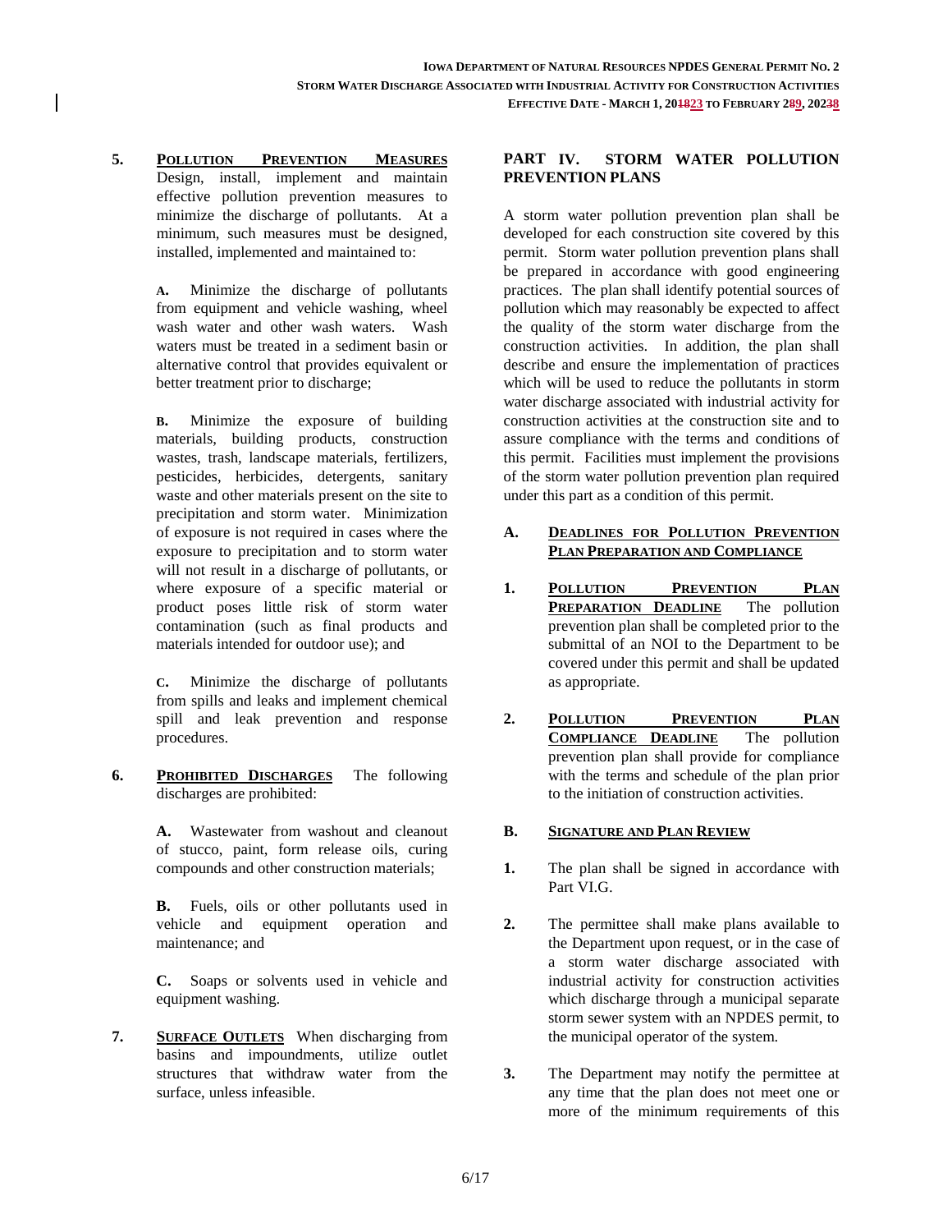5. **POLLUTION PREVENTION MEASURES** Design, install, implement and maintain effective pollution prevention measures to minimize the discharge of pollutants. At a minimum, such measures must be designed, installed, implemented and maintained to:

   **A.** Minimize the discharge of pollutants from equipment and vehicle washing, wheel wash water and other wash waters. Wash waters must be treated in a sediment basin or alternative control that provides equivalent or better treatment prior to discharge;

   **B.** Minimize the exposure of building materials, building products, construction wastes, trash, landscape materials, fertilizers, pesticides, herbicides, detergents, sanitary waste and other materials present on the site to precipitation and storm water. Minimization of exposure is not required in cases where the exposure to precipitation and to storm water will not result in a discharge of pollutants, or where exposure of a specific material or product poses little risk of storm water contamination (such as final products and materials intended for outdoor use); and

   **C.** Minimize the discharge of pollutants from spills and leaks and implement chemical spill and leak prevention and response procedures.

6. **PROHIBITED DISCHARGES** The following discharges are prohibited:

   **A.** Wastewater from washout and cleanout of stucco, paint, form release oils, curing compounds and other construction materials;

   **B.** Fuels, oils or other pollutants used in vehicle and equipment operation and maintenance; and

   **C.** Soaps or solvents used in vehicle and equipment washing.

7. **SURFACE OUTLETS** When discharging from basins and impoundments, utilize outlet structures that withdraw water from the surface, unless infeasible.

## PART IV. STORM WATER POLLUTION PREVENTION PLANS

A storm water pollution prevention plan shall be developed for each construction site covered by this permit. Storm water pollution prevention plans shall be prepared in accordance with good engineering practices. The plan shall identify potential sources of pollution which may reasonably be expected to affect the quality of the storm water discharge from the construction activities. In addition, the plan shall describe and ensure the implementation of practices which will be used to reduce the pollutants in storm water discharge associated with industrial activity for construction activities at the construction site and to assure compliance with the terms and conditions of this permit. Facilities must implement the provisions of the storm water pollution prevention plan required under this part as a condition of this permit.

### A. DEADLINES FOR POLLUTION PREVENTION PLAN PREPARATION AND COMPLIANCE

1. **POLLUTION PREVENTION PLAN PREPARATION DEADLINE** The pollution prevention plan shall be completed prior to the submittal of an NOI to the Department to be covered under this permit and shall be updated as appropriate.

2. **POLLUTION PREVENTION PLAN COMPLIANCE DEADLINE** The pollution prevention plan shall provide for compliance with the terms and schedule of the plan prior to the initiation of construction activities.

### B. SIGNATURE AND PLAN REVIEW

1. The plan shall be signed in accordance with Part VI.G.

2. The permittee shall make plans available to the Department upon request, or in the case of a storm water discharge associated with industrial activity for construction activities which discharge through a municipal separate storm sewer system with an NPDES permit, to the municipal operator of the system.

3. The Department may notify the permittee at any time that the plan does not meet one or more of the minimum requirements of this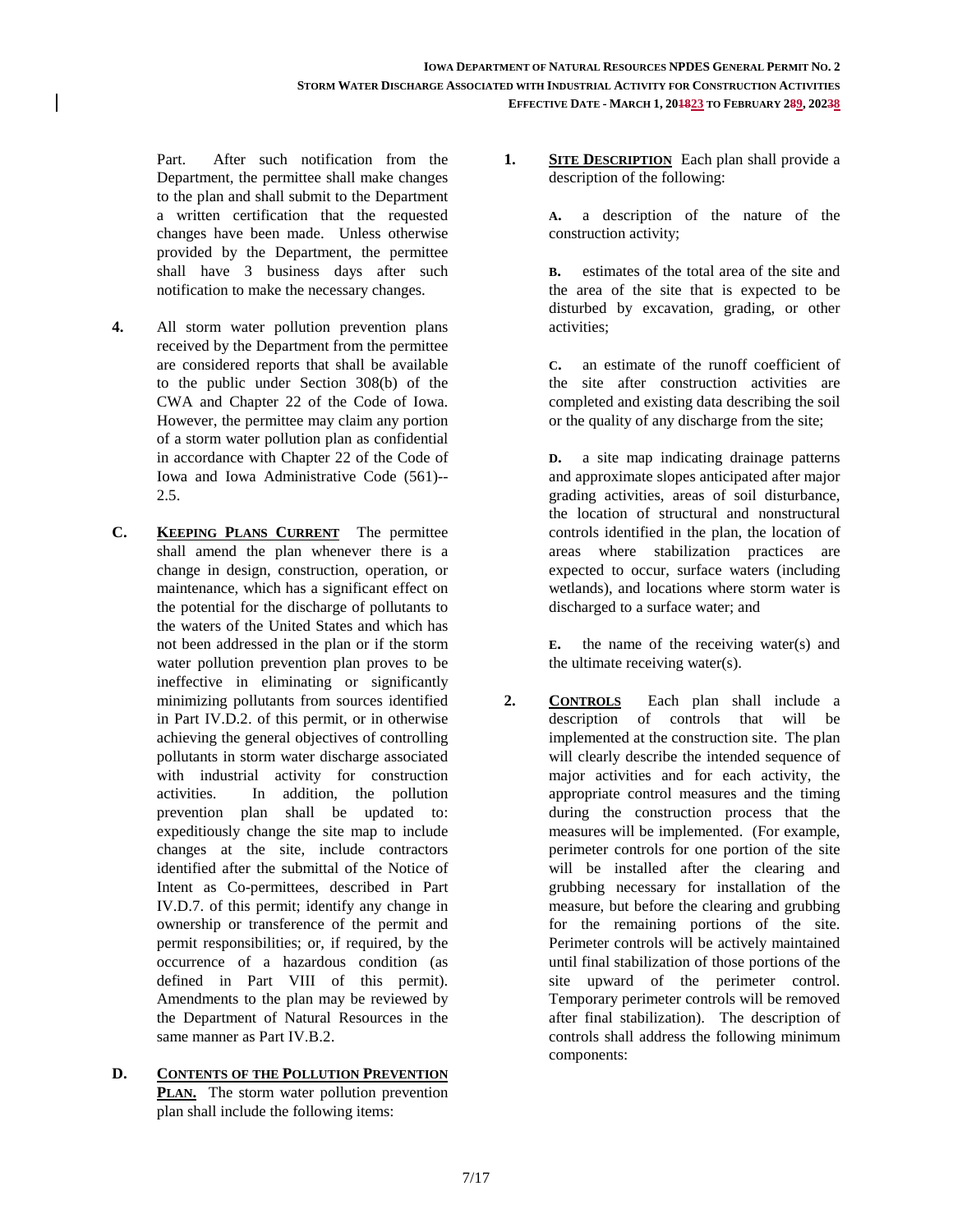Part. After such notification from the Department, the permittee shall make changes to the plan and shall submit to the Department a written certification that the requested changes have been made. Unless otherwise provided by the Department, the permittee shall have 3 business days after such notification to make the necessary changes.

**4.** All storm water pollution prevention plans received by the Department from the permittee are considered reports that shall be available to the public under Section 308(b) of the CWA and Chapter 22 of the Code of Iowa. However, the permittee may claim any portion of a storm water pollution plan as confidential in accordance with Chapter 22 of the Code of Iowa and Iowa Administrative Code (561)--2.5.

**C. KEEPING PLANS CURRENT** The permittee shall amend the plan whenever there is a change in design, construction, operation, or maintenance, which has a significant effect on the potential for the discharge of pollutants to the waters of the United States and which has not been addressed in the plan or if the storm water pollution prevention plan proves to be ineffective in eliminating or significantly minimizing pollutants from sources identified in Part IV.D.2. of this permit, or in otherwise achieving the general objectives of controlling pollutants in storm water discharge associated with industrial activity for construction activities. In addition, the pollution prevention plan shall be updated to: expeditiously change the site map to include changes at the site, include contractors identified after the submittal of the Notice of Intent as Co-permittees, described in Part IV.D.7. of this permit; identify any change in ownership or transference of the permit and permit responsibilities; or, if required, by the occurrence of a hazardous condition (as defined in Part VIII of this permit). Amendments to the plan may be reviewed by the Department of Natural Resources in the same manner as Part IV.B.2.

**D. CONTENTS OF THE POLLUTION PREVENTION PLAN.** The storm water pollution prevention plan shall include the following items:

**1. SITE DESCRIPTION** Each plan shall provide a description of the following:

**A.** a description of the nature of the construction activity;

**B.** estimates of the total area of the site and the area of the site that is expected to be disturbed by excavation, grading, or other activities;

**C.** an estimate of the runoff coefficient of the site after construction activities are completed and existing data describing the soil or the quality of any discharge from the site;

**D.** a site map indicating drainage patterns and approximate slopes anticipated after major grading activities, areas of soil disturbance, the location of structural and nonstructural controls identified in the plan, the location of areas where stabilization practices are expected to occur, surface waters (including wetlands), and locations where storm water is discharged to a surface water; and

**E.** the name of the receiving water(s) and the ultimate receiving water(s).

**2. CONTROLS** Each plan shall include a description of controls that will be implemented at the construction site. The plan will clearly describe the intended sequence of major activities and for each activity, the appropriate control measures and the timing during the construction process that the measures will be implemented. (For example, perimeter controls for one portion of the site will be installed after the clearing and grubbing necessary for installation of the measure, but before the clearing and grubbing for the remaining portions of the site. Perimeter controls will be actively maintained until final stabilization of those portions of the site upward of the perimeter control. Temporary perimeter controls will be removed after final stabilization). The description of controls shall address the following minimum components: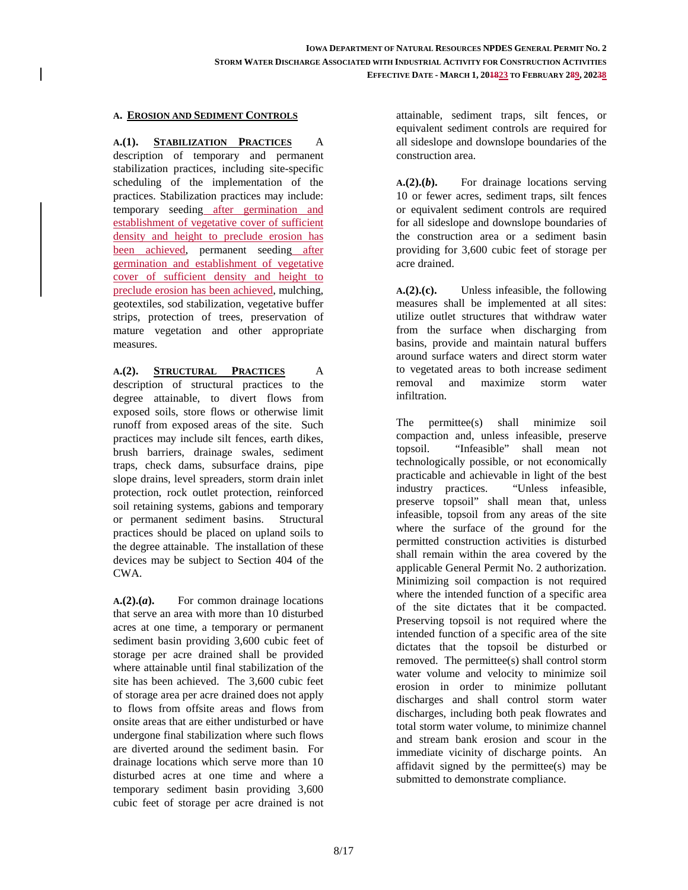## A. EROSION AND SEDIMENT CONTROLS

**A.(1). STABILIZATION PRACTICES** A description of temporary and permanent stabilization practices, including site-specific scheduling of the implementation of the practices. Stabilization practices may include: temporary seeding after germination and establishment of vegetative cover of sufficient density and height to preclude erosion has been achieved, permanent seeding after germination and establishment of vegetative cover of sufficient density and height to preclude erosion has been achieved, mulching, geotextiles, sod stabilization, vegetative buffer strips, protection of trees, preservation of mature vegetation and other appropriate measures.

**A.(2). STRUCTURAL PRACTICES** A description of structural practices to the degree attainable, to divert flows from exposed soils, store flows or otherwise limit runoff from exposed areas of the site. Such practices may include silt fences, earth dikes, brush barriers, drainage swales, sediment traps, check dams, subsurface drains, pipe slope drains, level spreaders, storm drain inlet protection, rock outlet protection, reinforced soil retaining systems, gabions and temporary or permanent sediment basins. Structural practices should be placed on upland soils to the degree attainable. The installation of these devices may be subject to Section 404 of the CWA.

**A.(2).(*a*).** For common drainage locations that serve an area with more than 10 disturbed acres at one time, a temporary or permanent sediment basin providing 3,600 cubic feet of storage per acre drained shall be provided where attainable until final stabilization of the site has been achieved. The 3,600 cubic feet of storage area per acre drained does not apply to flows from offsite areas and flows from onsite areas that are either undisturbed or have undergone final stabilization where such flows are diverted around the sediment basin. For drainage locations which serve more than 10 disturbed acres at one time and where a temporary sediment basin providing 3,600 cubic feet of storage per acre drained is not attainable, sediment traps, silt fences, or equivalent sediment controls are required for all sideslope and downslope boundaries of the construction area.

**A.(2).(*b*).** For drainage locations serving 10 or fewer acres, sediment traps, silt fences or equivalent sediment controls are required for all sideslope and downslope boundaries of the construction area or a sediment basin providing for 3,600 cubic feet of storage per acre drained.

**A.(2).(c).** Unless infeasible, the following measures shall be implemented at all sites: utilize outlet structures that withdraw water from the surface when discharging from basins, provide and maintain natural buffers around surface waters and direct storm water to vegetated areas to both increase sediment removal and maximize storm water infiltration.

The permittee(s) shall minimize soil compaction and, unless infeasible, preserve topsoil. "Infeasible" shall mean not technologically possible, or not economically practicable and achievable in light of the best industry practices. "Unless infeasible, preserve topsoil" shall mean that, unless infeasible, topsoil from any areas of the site where the surface of the ground for the permitted construction activities is disturbed shall remain within the area covered by the applicable General Permit No. 2 authorization. Minimizing soil compaction is not required where the intended function of a specific area of the site dictates that it be compacted. Preserving topsoil is not required where the intended function of a specific area of the site dictates that the topsoil be disturbed or removed. The permittee(s) shall control storm water volume and velocity to minimize soil erosion in order to minimize pollutant discharges and shall control storm water discharges, including both peak flowrates and total storm water volume, to minimize channel and stream bank erosion and scour in the immediate vicinity of discharge points. An affidavit signed by the permittee(s) may be submitted to demonstrate compliance.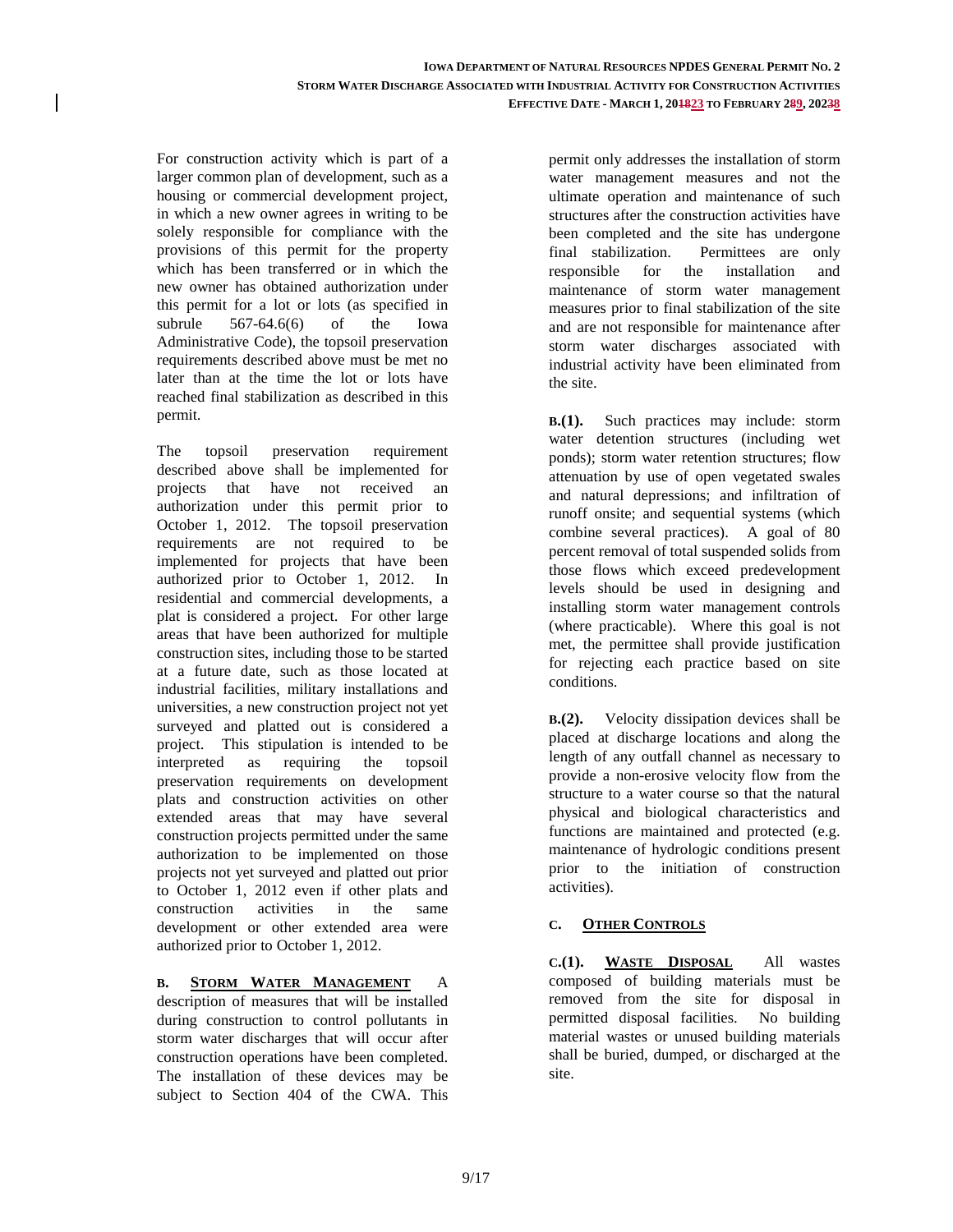For construction activity which is part of a larger common plan of development, such as a housing or commercial development project, in which a new owner agrees in writing to be solely responsible for compliance with the provisions of this permit for the property which has been transferred or in which the new owner has obtained authorization under this permit for a lot or lots (as specified in subrule 567-64.6(6) of the Iowa Administrative Code), the topsoil preservation requirements described above must be met no later than at the time the lot or lots have reached final stabilization as described in this permit.

The topsoil preservation requirement described above shall be implemented for projects that have not received an authorization under this permit prior to October 1, 2012. The topsoil preservation requirements are not required to be implemented for projects that have been authorized prior to October 1, 2012. In residential and commercial developments, a plat is considered a project. For other large areas that have been authorized for multiple construction sites, including those to be started at a future date, such as those located at industrial facilities, military installations and universities, a new construction project not yet surveyed and platted out is considered a project. This stipulation is intended to be interpreted as requiring the topsoil preservation requirements on development plats and construction activities on other extended areas that may have several construction projects permitted under the same authorization to be implemented on those projects not yet surveyed and platted out prior to October 1, 2012 even if other plats and construction activities in the same development or other extended area were authorized prior to October 1, 2012.

**B. STORM WATER MANAGEMENT** A description of measures that will be installed during construction to control pollutants in storm water discharges that will occur after construction operations have been completed. The installation of these devices may be subject to Section 404 of the CWA. This permit only addresses the installation of storm water management measures and not the ultimate operation and maintenance of such structures after the construction activities have been completed and the site has undergone final stabilization. Permittees are only responsible for the installation and maintenance of storm water management measures prior to final stabilization of the site and are not responsible for maintenance after storm water discharges associated with industrial activity have been eliminated from the site.

**B.(1).** Such practices may include: storm water detention structures (including wet ponds); storm water retention structures; flow attenuation by use of open vegetated swales and natural depressions; and infiltration of runoff onsite; and sequential systems (which combine several practices). A goal of 80 percent removal of total suspended solids from those flows which exceed predevelopment levels should be used in designing and installing storm water management controls (where practicable). Where this goal is not met, the permittee shall provide justification for rejecting each practice based on site conditions.

**B.(2).** Velocity dissipation devices shall be placed at discharge locations and along the length of any outfall channel as necessary to provide a non-erosive velocity flow from the structure to a water course so that the natural physical and biological characteristics and functions are maintained and protected (e.g. maintenance of hydrologic conditions present prior to the initiation of construction activities).

**C. OTHER CONTROLS**

**C.(1). WASTE DISPOSAL** All wastes composed of building materials must be removed from the site for disposal in permitted disposal facilities. No building material wastes or unused building materials shall be buried, dumped, or discharged at the site.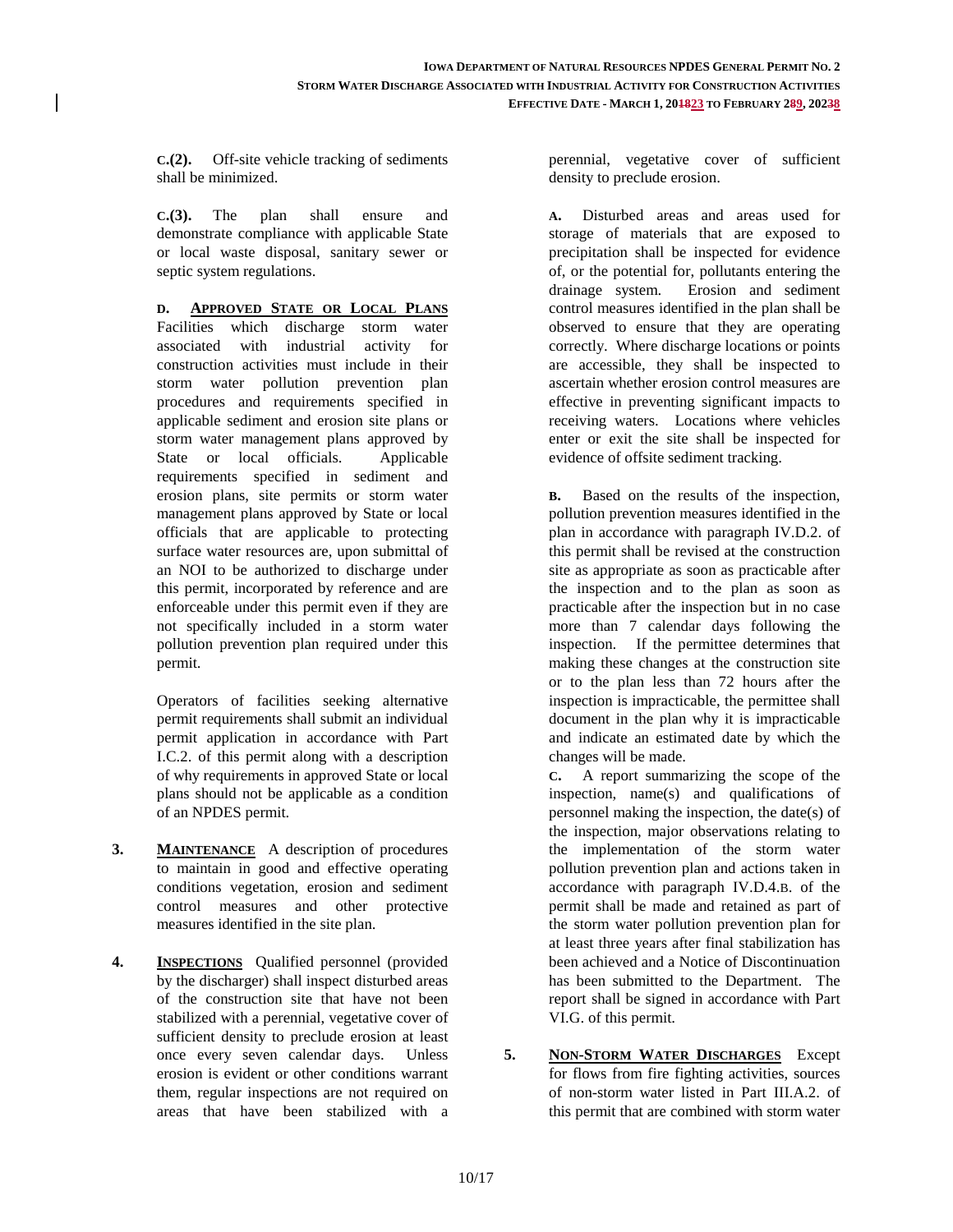**C.(2).** Off-site vehicle tracking of sediments shall be minimized.

**C.(3).** The plan shall ensure and demonstrate compliance with applicable State or local waste disposal, sanitary sewer or septic system regulations.

**D. APPROVED STATE OR LOCAL PLANS** Facilities which discharge storm water associated with industrial activity for construction activities must include in their storm water pollution prevention plan procedures and requirements specified in applicable sediment and erosion site plans or storm water management plans approved by State or local officials. Applicable requirements specified in sediment and erosion plans, site permits or storm water management plans approved by State or local officials that are applicable to protecting surface water resources are, upon submittal of an NOI to be authorized to discharge under this permit, incorporated by reference and are enforceable under this permit even if they are not specifically included in a storm water pollution prevention plan required under this permit.

Operators of facilities seeking alternative permit requirements shall submit an individual permit application in accordance with Part I.C.2. of this permit along with a description of why requirements in approved State or local plans should not be applicable as a condition of an NPDES permit.

3. **MAINTENANCE** A description of procedures to maintain in good and effective operating conditions vegetation, erosion and sediment control measures and other protective measures identified in the site plan.

4. **INSPECTIONS** Qualified personnel (provided by the discharger) shall inspect disturbed areas of the construction site that have not been stabilized with a perennial, vegetative cover of sufficient density to preclude erosion at least once every seven calendar days. Unless erosion is evident or other conditions warrant them, regular inspections are not required on areas that have been stabilized with a perennial, vegetative cover of sufficient density to preclude erosion.

**A.** Disturbed areas and areas used for storage of materials that are exposed to precipitation shall be inspected for evidence of, or the potential for, pollutants entering the drainage system. Erosion and sediment control measures identified in the plan shall be observed to ensure that they are operating correctly. Where discharge locations or points are accessible, they shall be inspected to ascertain whether erosion control measures are effective in preventing significant impacts to receiving waters. Locations where vehicles enter or exit the site shall be inspected for evidence of offsite sediment tracking.

**B.** Based on the results of the inspection, pollution prevention measures identified in the plan in accordance with paragraph IV.D.2. of this permit shall be revised at the construction site as appropriate as soon as practicable after the inspection and to the plan as soon as practicable after the inspection but in no case more than 7 calendar days following the inspection. If the permittee determines that making these changes at the construction site or to the plan less than 72 hours after the inspection is impracticable, the permittee shall document in the plan why it is impracticable and indicate an estimated date by which the changes will be made.

**C.** A report summarizing the scope of the inspection, name(s) and qualifications of personnel making the inspection, the date(s) of the inspection, major observations relating to the implementation of the storm water pollution prevention plan and actions taken in accordance with paragraph IV.D.4.B. of the permit shall be made and retained as part of the storm water pollution prevention plan for at least three years after final stabilization has been achieved and a Notice of Discontinuation has been submitted to the Department. The report shall be signed in accordance with Part VI.G. of this permit.

5. **NON-STORM WATER DISCHARGES** Except for flows from fire fighting activities, sources of non-storm water listed in Part III.A.2. of this permit that are combined with storm water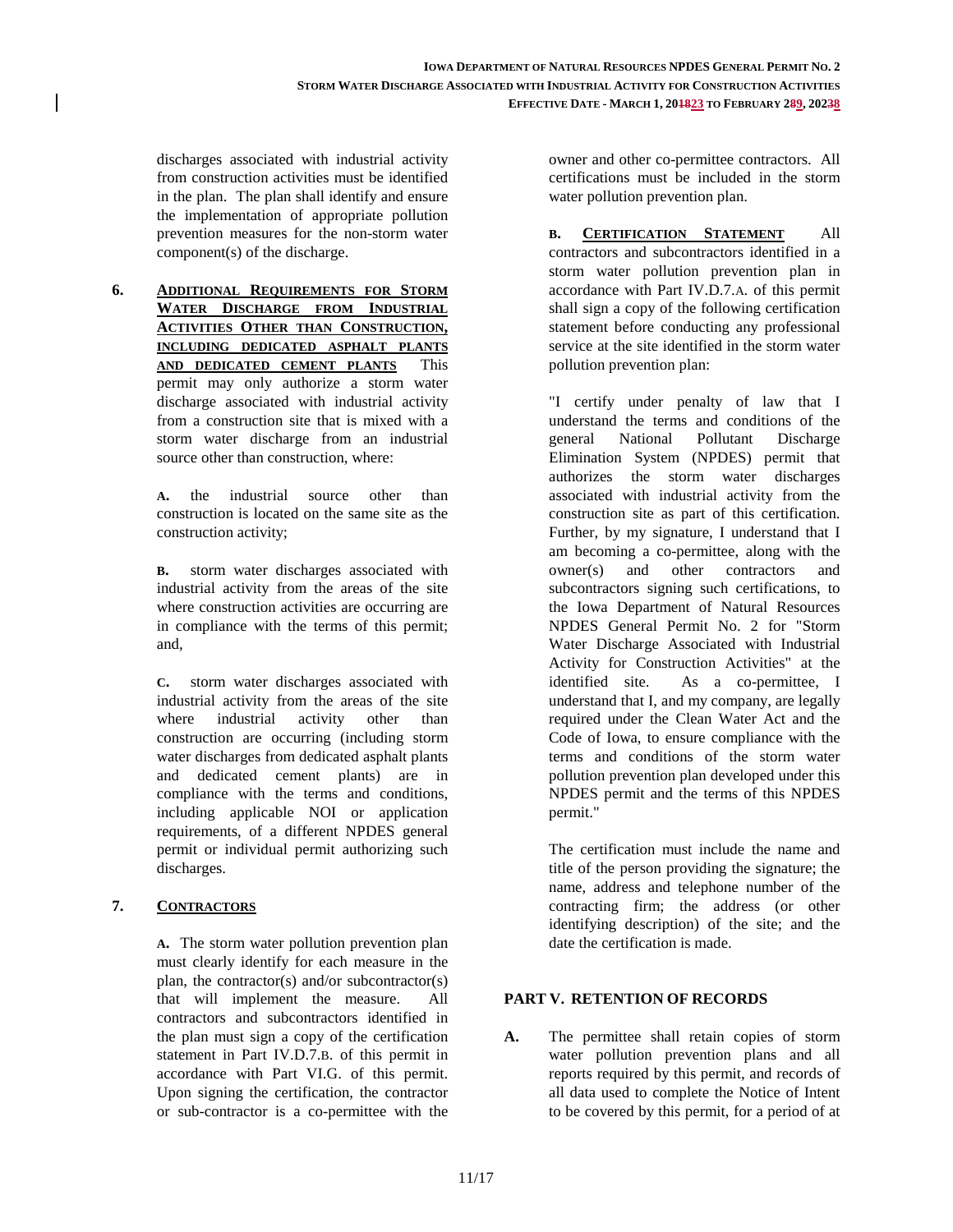discharges associated with industrial activity from construction activities must be identified in the plan. The plan shall identify and ensure the implementation of appropriate pollution prevention measures for the non-storm water component(s) of the discharge.

**6. ADDITIONAL REQUIREMENTS FOR STORM WATER DISCHARGE FROM INDUSTRIAL ACTIVITIES OTHER THAN CONSTRUCTION, INCLUDING DEDICATED ASPHALT PLANTS AND DEDICATED CEMENT PLANTS** This permit may only authorize a storm water discharge associated with industrial activity from a construction site that is mixed with a storm water discharge from an industrial source other than construction, where:

**A.** the industrial source other than construction is located on the same site as the construction activity;

**B.** storm water discharges associated with industrial activity from the areas of the site where construction activities are occurring are in compliance with the terms of this permit; and,

**C.** storm water discharges associated with industrial activity from the areas of the site where industrial activity other than construction are occurring (including storm water discharges from dedicated asphalt plants and dedicated cement plants) are in compliance with the terms and conditions, including applicable NOI or application requirements, of a different NPDES general permit or individual permit authorizing such discharges.

**7. CONTRACTORS**

**A.** The storm water pollution prevention plan must clearly identify for each measure in the plan, the contractor(s) and/or subcontractor(s) that will implement the measure. All contractors and subcontractors identified in the plan must sign a copy of the certification statement in Part IV.D.7.B. of this permit in accordance with Part VI.G. of this permit. Upon signing the certification, the contractor or sub-contractor is a co-permittee with the owner and other co-permittee contractors. All certifications must be included in the storm water pollution prevention plan.

**B. CERTIFICATION STATEMENT** All contractors and subcontractors identified in a storm water pollution prevention plan in accordance with Part IV.D.7.A. of this permit shall sign a copy of the following certification statement before conducting any professional service at the site identified in the storm water pollution prevention plan:

"I certify under penalty of law that I understand the terms and conditions of the general National Pollutant Discharge Elimination System (NPDES) permit that authorizes the storm water discharges associated with industrial activity from the construction site as part of this certification. Further, by my signature, I understand that I am becoming a co-permittee, along with the owner(s) and other contractors and subcontractors signing such certifications, to the Iowa Department of Natural Resources NPDES General Permit No. 2 for "Storm Water Discharge Associated with Industrial Activity for Construction Activities" at the identified site. As a co-permittee, I understand that I, and my company, are legally required under the Clean Water Act and the Code of Iowa, to ensure compliance with the terms and conditions of the storm water pollution prevention plan developed under this NPDES permit and the terms of this NPDES permit."

The certification must include the name and title of the person providing the signature; the name, address and telephone number of the contracting firm; the address (or other identifying description) of the site; and the date the certification is made.

## PART V. RETENTION OF RECORDS

**A.** The permittee shall retain copies of storm water pollution prevention plans and all reports required by this permit, and records of all data used to complete the Notice of Intent to be covered by this permit, for a period of at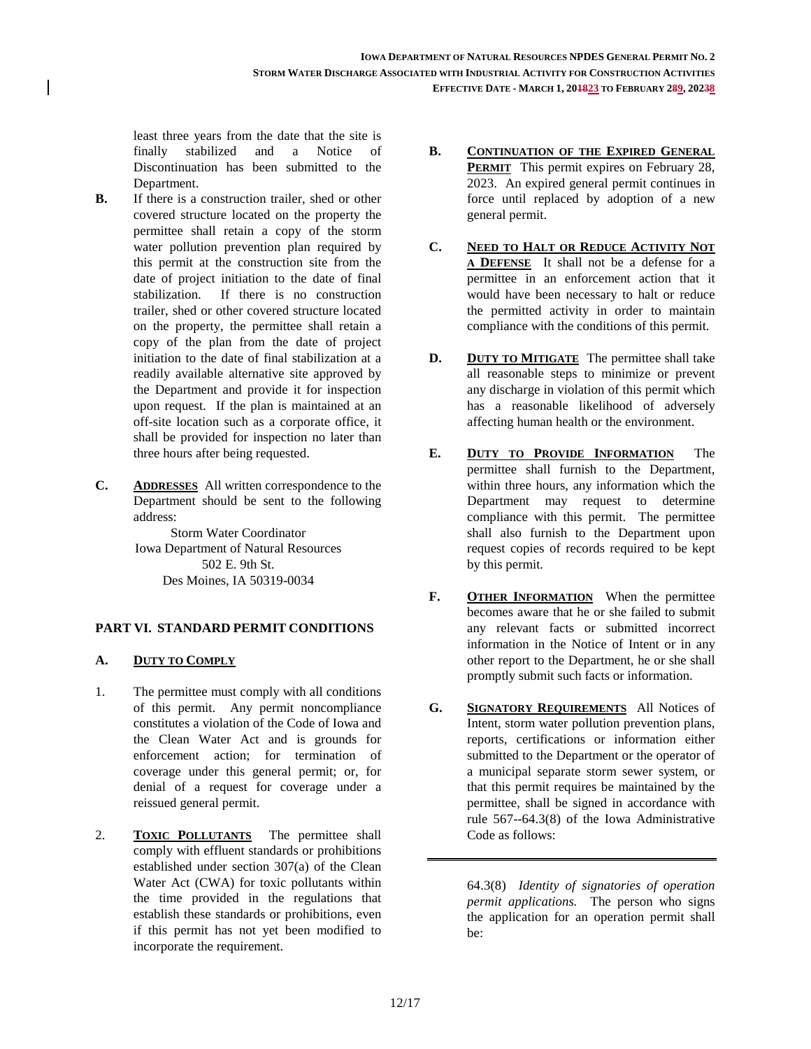least three years from the date that the site is finally stabilized and a Notice of Discontinuation has been submitted to the Department.

**B.** If there is a construction trailer, shed or other covered structure located on the property the permittee shall retain a copy of the storm water pollution prevention plan required by this permit at the construction site from the date of project initiation to the date of final stabilization. If there is no construction trailer, shed or other covered structure located on the property, the permittee shall retain a copy of the plan from the date of project initiation to the date of final stabilization at a readily available alternative site approved by the Department and provide it for inspection upon request. If the plan is maintained at an off-site location such as a corporate office, it shall be provided for inspection no later than three hours after being requested.

**C.** **ADDRESSES** All written correspondence to the Department should be sent to the following address:

Storm Water Coordinator
Iowa Department of Natural Resources
502 E. 9th St.
Des Moines, IA 50319-0034

## PART VI. STANDARD PERMIT CONDITIONS

### A. DUTY TO COMPLY

1. The permittee must comply with all conditions of this permit. Any permit noncompliance constitutes a violation of the Code of Iowa and the Clean Water Act and is grounds for enforcement action; for termination of coverage under this general permit; or, for denial of a request for coverage under a reissued general permit.

2. **TOXIC POLLUTANTS** The permittee shall comply with effluent standards or prohibitions established under section 307(a) of the Clean Water Act (CWA) for toxic pollutants within the time provided in the regulations that establish these standards or prohibitions, even if this permit has not yet been modified to incorporate the requirement.

**B.** **CONTINUATION OF THE EXPIRED GENERAL PERMIT** This permit expires on February 28, 2023. An expired general permit continues in force until replaced by adoption of a new general permit.

**C.** **NEED TO HALT OR REDUCE ACTIVITY NOT A DEFENSE** It shall not be a defense for a permittee in an enforcement action that it would have been necessary to halt or reduce the permitted activity in order to maintain compliance with the conditions of this permit.

**D.** **DUTY TO MITIGATE** The permittee shall take all reasonable steps to minimize or prevent any discharge in violation of this permit which has a reasonable likelihood of adversely affecting human health or the environment.

**E.** **DUTY TO PROVIDE INFORMATION** The permittee shall furnish to the Department, within three hours, any information which the Department may request to determine compliance with this permit. The permittee shall also furnish to the Department upon request copies of records required to be kept by this permit.

**F.** **OTHER INFORMATION** When the permittee becomes aware that he or she failed to submit any relevant facts or submitted incorrect information in the Notice of Intent or in any other report to the Department, he or she shall promptly submit such facts or information.

**G.** **SIGNATORY REQUIREMENTS** All Notices of Intent, storm water pollution prevention plans, reports, certifications or information either submitted to the Department or the operator of a municipal separate storm sewer system, or that this permit requires be maintained by the permittee, shall be signed in accordance with rule 567--64.3(8) of the Iowa Administrative Code as follows:

---

64.3(8) *Identity of signatories of operation permit applications.* The person who signs the application for an operation permit shall be: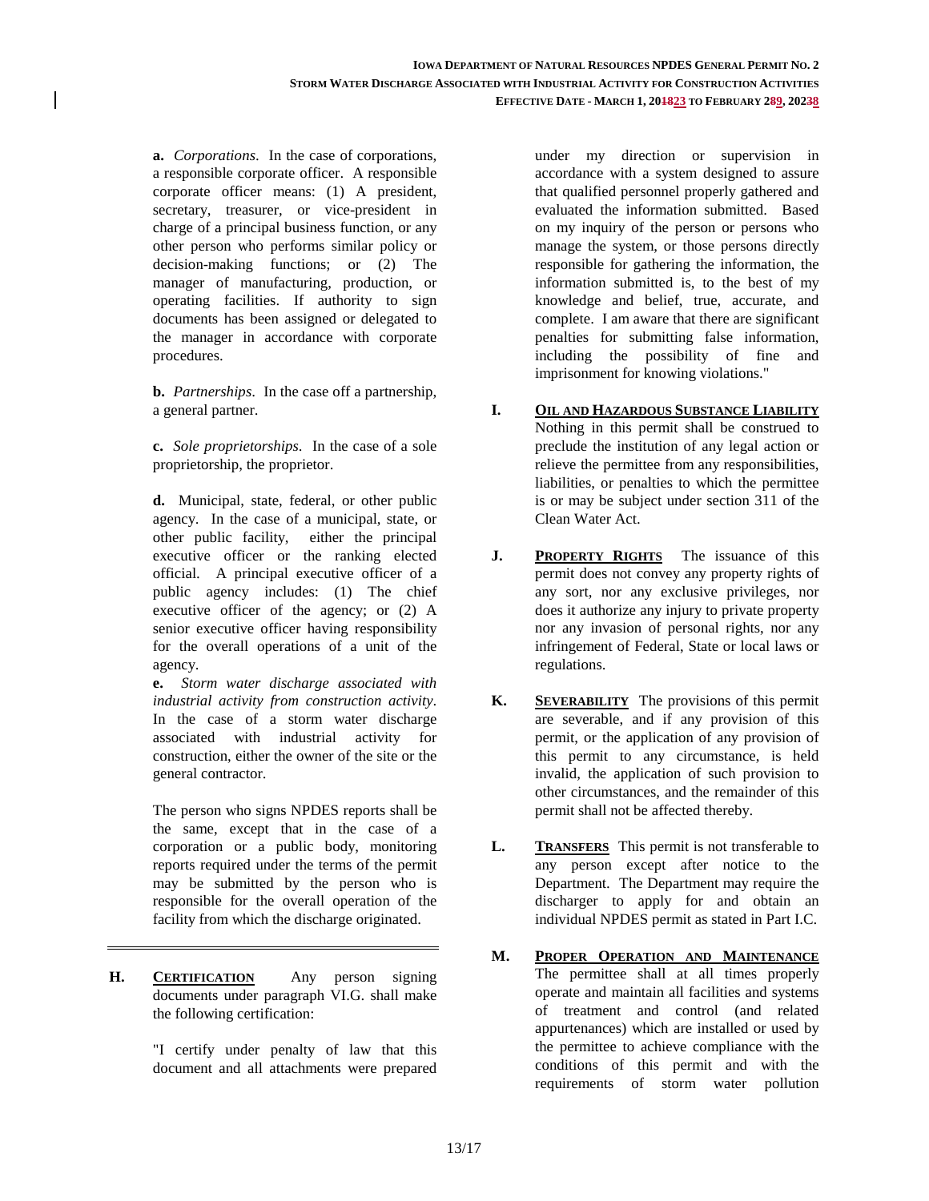**a.** *Corporations*. In the case of corporations, a responsible corporate officer. A responsible corporate officer means: (1) A president, secretary, treasurer, or vice-president in charge of a principal business function, or any other person who performs similar policy or decision-making functions; or (2) The manager of manufacturing, production, or operating facilities. If authority to sign documents has been assigned or delegated to the manager in accordance with corporate procedures.

**b.** *Partnerships*. In the case off a partnership, a general partner.

**c.** *Sole proprietorships*. In the case of a sole proprietorship, the proprietor.

**d.** Municipal, state, federal, or other public agency. In the case of a municipal, state, or other public facility, either the principal executive officer or the ranking elected official. A principal executive officer of a public agency includes: (1) The chief executive officer of the agency; or (2) A senior executive officer having responsibility for the overall operations of a unit of the agency.

**e.** *Storm water discharge associated with industrial activity from construction activity*. In the case of a storm water discharge associated with industrial activity for construction, either the owner of the site or the general contractor.

The person who signs NPDES reports shall be the same, except that in the case of a corporation or a public body, monitoring reports required under the terms of the permit may be submitted by the person who is responsible for the overall operation of the facility from which the discharge originated.

---

**H. CERTIFICATION** Any person signing documents under paragraph VI.G. shall make the following certification:

"I certify under penalty of law that this document and all attachments were prepared under my direction or supervision in accordance with a system designed to assure that qualified personnel properly gathered and evaluated the information submitted. Based on my inquiry of the person or persons who manage the system, or those persons directly responsible for gathering the information, the information submitted is, to the best of my knowledge and belief, true, accurate, and complete. I am aware that there are significant penalties for submitting false information, including the possibility of fine and imprisonment for knowing violations."

**I. OIL AND HAZARDOUS SUBSTANCE LIABILITY** Nothing in this permit shall be construed to preclude the institution of any legal action or relieve the permittee from any responsibilities, liabilities, or penalties to which the permittee is or may be subject under section 311 of the Clean Water Act.

**J. PROPERTY RIGHTS** The issuance of this permit does not convey any property rights of any sort, nor any exclusive privileges, nor does it authorize any injury to private property nor any invasion of personal rights, nor any infringement of Federal, State or local laws or regulations.

**K. SEVERABILITY** The provisions of this permit are severable, and if any provision of this permit, or the application of any provision of this permit to any circumstance, is held invalid, the application of such provision to other circumstances, and the remainder of this permit shall not be affected thereby.

**L. TRANSFERS** This permit is not transferable to any person except after notice to the Department. The Department may require the discharger to apply for and obtain an individual NPDES permit as stated in Part I.C.

**M. PROPER OPERATION AND MAINTENANCE** The permittee shall at all times properly operate and maintain all facilities and systems of treatment and control (and related appurtenances) which are installed or used by the permittee to achieve compliance with the conditions of this permit and with the requirements of storm water pollution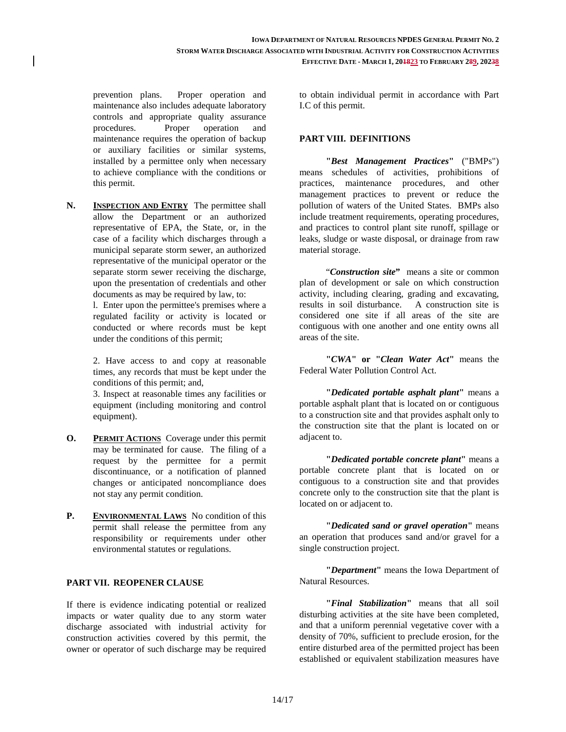prevention plans. Proper operation and maintenance also includes adequate laboratory controls and appropriate quality assurance procedures. Proper operation and maintenance requires the operation of backup or auxiliary facilities or similar systems, installed by a permittee only when necessary to achieve compliance with the conditions or this permit.

**N. INSPECTION AND ENTRY** The permittee shall allow the Department or an authorized representative of EPA, the State, or, in the case of a facility which discharges through a municipal separate storm sewer, an authorized representative of the municipal operator or the separate storm sewer receiving the discharge, upon the presentation of credentials and other documents as may be required by law, to:

l. Enter upon the permittee's premises where a regulated facility or activity is located or conducted or where records must be kept under the conditions of this permit;

2. Have access to and copy at reasonable times, any records that must be kept under the conditions of this permit; and,

3. Inspect at reasonable times any facilities or equipment (including monitoring and control equipment).

**O. PERMIT ACTIONS** Coverage under this permit may be terminated for cause. The filing of a request by the permittee for a permit discontinuance, or a notification of planned changes or anticipated noncompliance does not stay any permit condition.

**P. ENVIRONMENTAL LAWS** No condition of this permit shall release the permittee from any responsibility or requirements under other environmental statutes or regulations.

## PART VII. REOPENER CLAUSE

If there is evidence indicating potential or realized impacts or water quality due to any storm water discharge associated with industrial activity for construction activities covered by this permit, the owner or operator of such discharge may be required to obtain individual permit in accordance with Part I.C of this permit.

## PART VIII. DEFINITIONS

**"*Best Management Practices*"** ("BMPs") means schedules of activities, prohibitions of practices, maintenance procedures, and other management practices to prevent or reduce the pollution of waters of the United States. BMPs also include treatment requirements, operating procedures, and practices to control plant site runoff, spillage or leaks, sludge or waste disposal, or drainage from raw material storage.

"***Construction site*"** means a site or common plan of development or sale on which construction activity, including clearing, grading and excavating, results in soil disturbance. A construction site is considered one site if all areas of the site are contiguous with one another and one entity owns all areas of the site.

**"*CWA*" or "*Clean Water Act*"** means the Federal Water Pollution Control Act.

**"*Dedicated portable asphalt plant*"** means a portable asphalt plant that is located on or contiguous to a construction site and that provides asphalt only to the construction site that the plant is located on or adjacent to.

**"*Dedicated portable concrete plant*"** means a portable concrete plant that is located on or contiguous to a construction site and that provides concrete only to the construction site that the plant is located on or adjacent to.

**"*Dedicated sand or gravel operation*"** means an operation that produces sand and/or gravel for a single construction project.

**"*Department*"** means the Iowa Department of Natural Resources.

**"*Final Stabilization*"** means that all soil disturbing activities at the site have been completed, and that a uniform perennial vegetative cover with a density of 70%, sufficient to preclude erosion, for the entire disturbed area of the permitted project has been established or equivalent stabilization measures have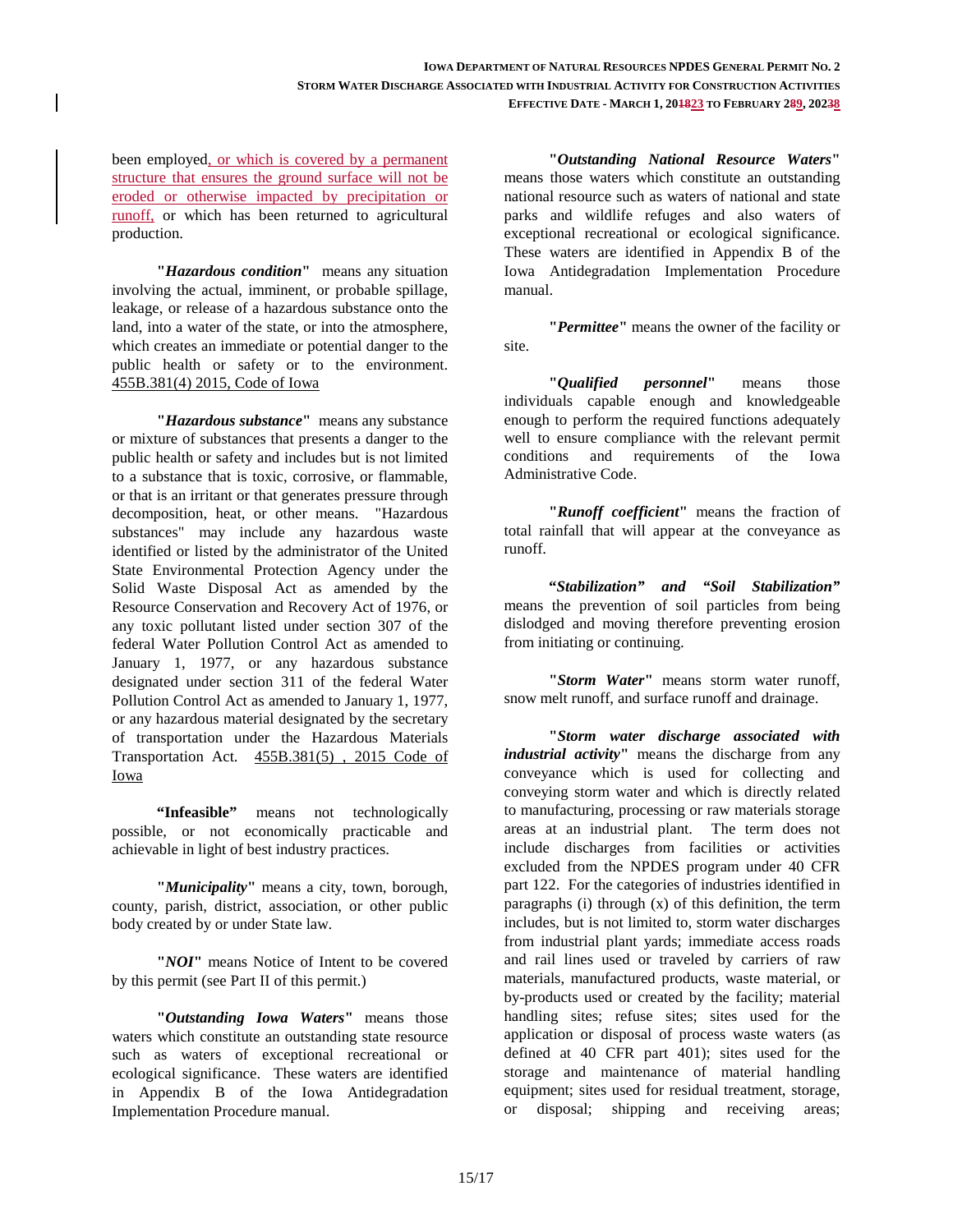been employed, or which is covered by a permanent structure that ensures the ground surface will not be eroded or otherwise impacted by precipitation or runoff, or which has been returned to agricultural production.

"***Hazardous condition***" means any situation involving the actual, imminent, or probable spillage, leakage, or release of a hazardous substance onto the land, into a water of the state, or into the atmosphere, which creates an immediate or potential danger to the public health or safety or to the environment. 455B.381(4) 2015, Code of Iowa

"***Hazardous substance***" means any substance or mixture of substances that presents a danger to the public health or safety and includes but is not limited to a substance that is toxic, corrosive, or flammable, or that is an irritant or that generates pressure through decomposition, heat, or other means. "Hazardous substances" may include any hazardous waste identified or listed by the administrator of the United State Environmental Protection Agency under the Solid Waste Disposal Act as amended by the Resource Conservation and Recovery Act of 1976, or any toxic pollutant listed under section 307 of the federal Water Pollution Control Act as amended to January 1, 1977, or any hazardous substance designated under section 311 of the federal Water Pollution Control Act as amended to January 1, 1977, or any hazardous material designated by the secretary of transportation under the Hazardous Materials Transportation Act. 455B.381(5) , 2015 Code of Iowa

**"Infeasible"** means not technologically possible, or not economically practicable and achievable in light of best industry practices.

"***Municipality***" means a city, town, borough, county, parish, district, association, or other public body created by or under State law.

"***NOI***" means Notice of Intent to be covered by this permit (see Part II of this permit.)

"***Outstanding Iowa Waters***" means those waters which constitute an outstanding state resource such as waters of exceptional recreational or ecological significance. These waters are identified in Appendix B of the Iowa Antidegradation Implementation Procedure manual.

"***Outstanding National Resource Waters***" means those waters which constitute an outstanding national resource such as waters of national and state parks and wildlife refuges and also waters of exceptional recreational or ecological significance. These waters are identified in Appendix B of the Iowa Antidegradation Implementation Procedure manual.

"***Permittee***" means the owner of the facility or site.

"***Qualified personnel***" means those individuals capable enough and knowledgeable enough to perform the required functions adequately well to ensure compliance with the relevant permit conditions and requirements of the Iowa Administrative Code.

"***Runoff coefficient***" means the fraction of total rainfall that will appear at the conveyance as runoff.

***"Stabilization" and "Soil Stabilization"*** means the prevention of soil particles from being dislodged and moving therefore preventing erosion from initiating or continuing.

"***Storm Water***" means storm water runoff, snow melt runoff, and surface runoff and drainage.

"***Storm water discharge associated with industrial activity***" means the discharge from any conveyance which is used for collecting and conveying storm water and which is directly related to manufacturing, processing or raw materials storage areas at an industrial plant. The term does not include discharges from facilities or activities excluded from the NPDES program under 40 CFR part 122. For the categories of industries identified in paragraphs (i) through (x) of this definition, the term includes, but is not limited to, storm water discharges from industrial plant yards; immediate access roads and rail lines used or traveled by carriers of raw materials, manufactured products, waste material, or by-products used or created by the facility; material handling sites; refuse sites; sites used for the application or disposal of process waste waters (as defined at 40 CFR part 401); sites used for the storage and maintenance of material handling equipment; sites used for residual treatment, storage, or disposal; shipping and receiving areas;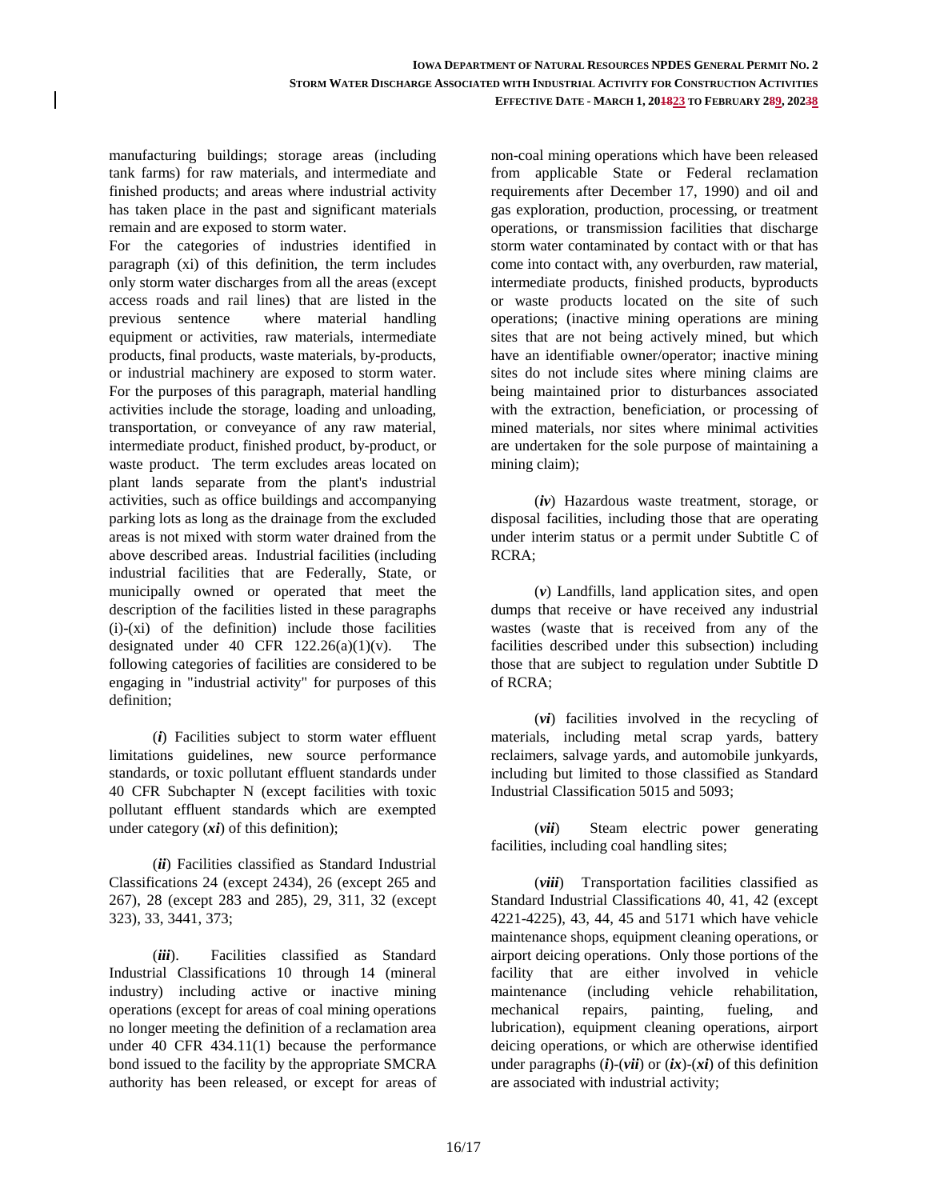manufacturing buildings; storage areas (including tank farms) for raw materials, and intermediate and finished products; and areas where industrial activity has taken place in the past and significant materials remain and are exposed to storm water.

For the categories of industries identified in paragraph (xi) of this definition, the term includes only storm water discharges from all the areas (except access roads and rail lines) that are listed in the previous sentence where material handling equipment or activities, raw materials, intermediate products, final products, waste materials, by-products, or industrial machinery are exposed to storm water. For the purposes of this paragraph, material handling activities include the storage, loading and unloading, transportation, or conveyance of any raw material, intermediate product, finished product, by-product, or waste product. The term excludes areas located on plant lands separate from the plant's industrial activities, such as office buildings and accompanying parking lots as long as the drainage from the excluded areas is not mixed with storm water drained from the above described areas. Industrial facilities (including industrial facilities that are Federally, State, or municipally owned or operated that meet the description of the facilities listed in these paragraphs (i)-(xi) of the definition) include those facilities designated under 40 CFR 122.26(a)(1)(v). The following categories of facilities are considered to be engaging in "industrial activity" for purposes of this definition;

(***i***) Facilities subject to storm water effluent limitations guidelines, new source performance standards, or toxic pollutant effluent standards under 40 CFR Subchapter N (except facilities with toxic pollutant effluent standards which are exempted under category (***xi***) of this definition);

(***ii***) Facilities classified as Standard Industrial Classifications 24 (except 2434), 26 (except 265 and 267), 28 (except 283 and 285), 29, 311, 32 (except 323), 33, 3441, 373;

(***iii***). Facilities classified as Standard Industrial Classifications 10 through 14 (mineral industry) including active or inactive mining operations (except for areas of coal mining operations no longer meeting the definition of a reclamation area under 40 CFR 434.11(1) because the performance bond issued to the facility by the appropriate SMCRA authority has been released, or except for areas of non-coal mining operations which have been released from applicable State or Federal reclamation requirements after December 17, 1990) and oil and gas exploration, production, processing, or treatment operations, or transmission facilities that discharge storm water contaminated by contact with or that has come into contact with, any overburden, raw material, intermediate products, finished products, byproducts or waste products located on the site of such operations; (inactive mining operations are mining sites that are not being actively mined, but which have an identifiable owner/operator; inactive mining sites do not include sites where mining claims are being maintained prior to disturbances associated with the extraction, beneficiation, or processing of mined materials, nor sites where minimal activities are undertaken for the sole purpose of maintaining a mining claim);

(***iv***) Hazardous waste treatment, storage, or disposal facilities, including those that are operating under interim status or a permit under Subtitle C of RCRA;

(***v***) Landfills, land application sites, and open dumps that receive or have received any industrial wastes (waste that is received from any of the facilities described under this subsection) including those that are subject to regulation under Subtitle D of RCRA;

(***vi***) facilities involved in the recycling of materials, including metal scrap yards, battery reclaimers, salvage yards, and automobile junkyards, including but limited to those classified as Standard Industrial Classification 5015 and 5093;

(***vii***) Steam electric power generating facilities, including coal handling sites;

(***viii***) Transportation facilities classified as Standard Industrial Classifications 40, 41, 42 (except 4221-4225), 43, 44, 45 and 5171 which have vehicle maintenance shops, equipment cleaning operations, or airport deicing operations. Only those portions of the facility that are either involved in vehicle maintenance (including vehicle rehabilitation, mechanical repairs, painting, fueling, and lubrication), equipment cleaning operations, airport deicing operations, or which are otherwise identified under paragraphs (***i***)-(***vii***) or (***ix***)-(***xi***) of this definition are associated with industrial activity;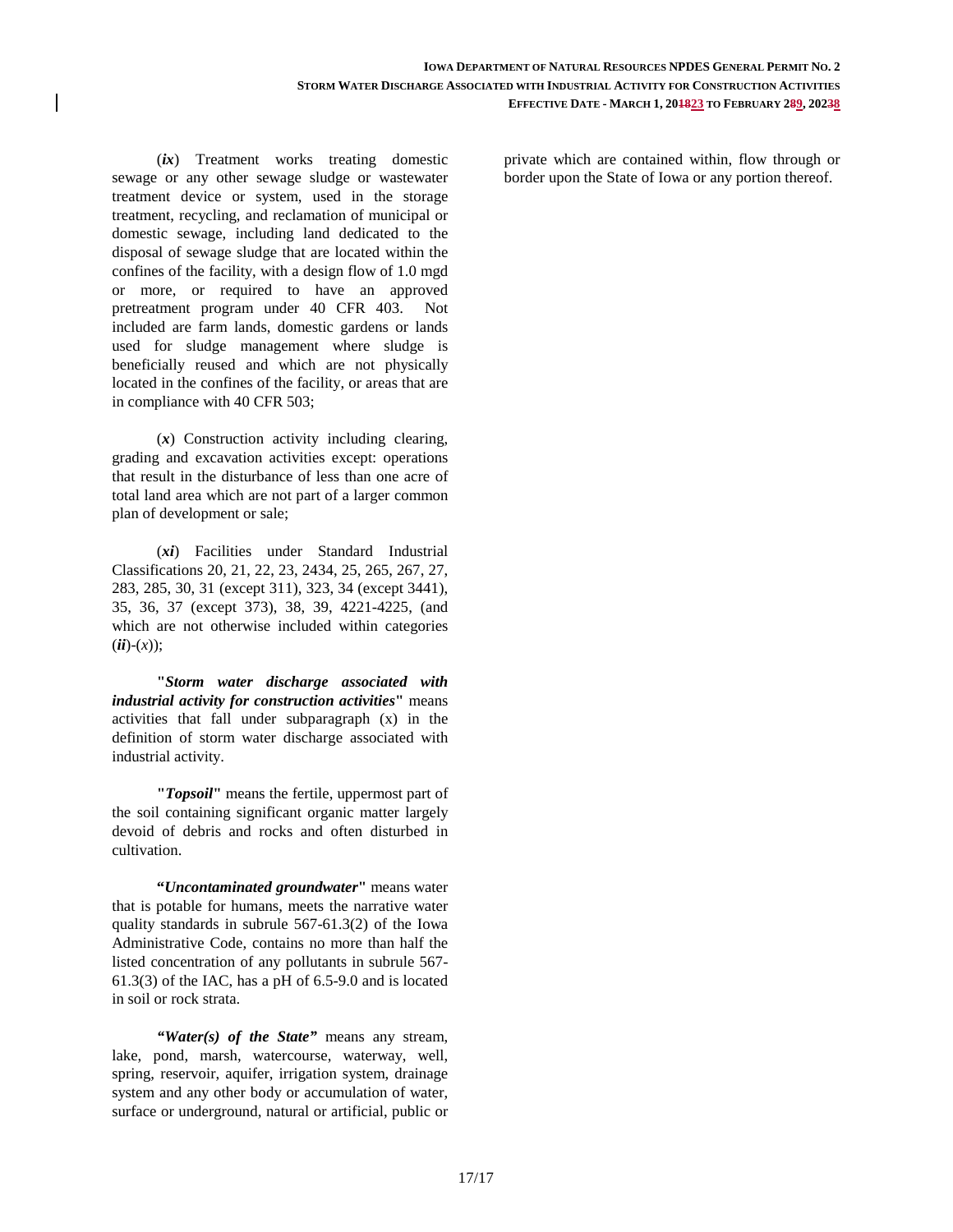(***ix***) Treatment works treating domestic sewage or any other sewage sludge or wastewater treatment device or system, used in the storage treatment, recycling, and reclamation of municipal or domestic sewage, including land dedicated to the disposal of sewage sludge that are located within the confines of the facility, with a design flow of 1.0 mgd or more, or required to have an approved pretreatment program under 40 CFR 403. Not included are farm lands, domestic gardens or lands used for sludge management where sludge is beneficially reused and which are not physically located in the confines of the facility, or areas that are in compliance with 40 CFR 503;

(***x***) Construction activity including clearing, grading and excavation activities except: operations that result in the disturbance of less than one acre of total land area which are not part of a larger common plan of development or sale;

(***xi***) Facilities under Standard Industrial Classifications 20, 21, 22, 23, 2434, 25, 265, 267, 27, 283, 285, 30, 31 (except 311), 323, 34 (except 3441), 35, 36, 37 (except 373), 38, 39, 4221-4225, (and which are not otherwise included within categories (***ii***)-(*x*));

**"*Storm water discharge associated with industrial activity for construction activities*"** means activities that fall under subparagraph (x) in the definition of storm water discharge associated with industrial activity.

**"*Topsoil*"** means the fertile, uppermost part of the soil containing significant organic matter largely devoid of debris and rocks and often disturbed in cultivation.

**"*Uncontaminated groundwater*"** means water that is potable for humans, meets the narrative water quality standards in subrule 567-61.3(2) of the Iowa Administrative Code, contains no more than half the listed concentration of any pollutants in subrule 567-61.3(3) of the IAC, has a pH of 6.5-9.0 and is located in soil or rock strata.

***"Water(s) of the State"*** means any stream, lake, pond, marsh, watercourse, waterway, well, spring, reservoir, aquifer, irrigation system, drainage system and any other body or accumulation of water, surface or underground, natural or artificial, public or private which are contained within, flow through or border upon the State of Iowa or any portion thereof.